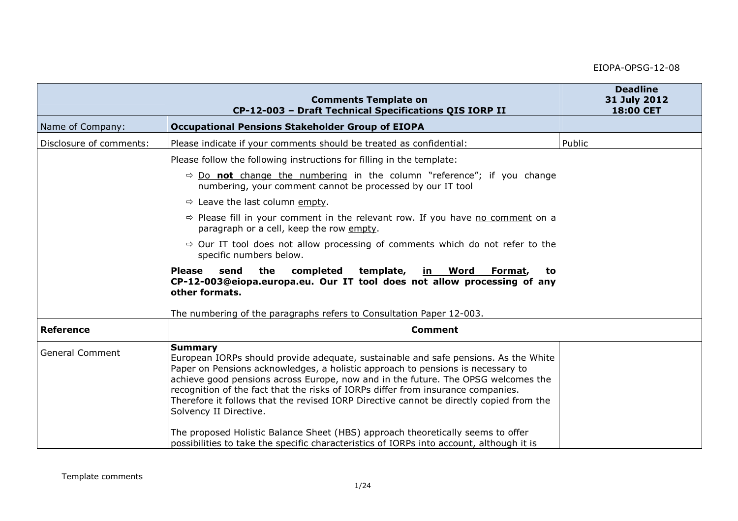EIOPA-OPSG-12-08

| Comments Template on CP-12-003 – Draft Technical Specifications QIS IORP II | | **Deadline** 31 July 2012 18:00 CET |
|---|---|---|
| Name of Company: | **Occupational Pensions Stakeholder Group of EIOPA** | |
| Disclosure of comments: | Please indicate if your comments should be treated as confidential: | Public |
| | Please follow the following instructions for filling in the template:<br>⇨ Do **not** change the numbering in the column "reference"; if you change numbering, your comment cannot be processed by our IT tool<br>⇨ Leave the last column empty.<br>⇨ Please fill in your comment in the relevant row. If you have no comment on a paragraph or a cell, keep the row empty.<br>⇨ Our IT tool does not allow processing of comments which do not refer to the specific numbers below.<br>**Please send the completed template, in Word Format, to CP-12-003@eiopa.europa.eu. Our IT tool does not allow processing of any other formats.**<br><br>The numbering of the paragraphs refers to Consultation Paper 12-003. | |
| **Reference** | **Comment** | |
| General Comment | **Summary**<br>European IORPs should provide adequate, sustainable and safe pensions. As the White Paper on Pensions acknowledges, a holistic approach to pensions is necessary to achieve good pensions across Europe, now and in the future. The OPSG welcomes the recognition of the fact that the risks of IORPs differ from insurance companies. Therefore it follows that the revised IORP Directive cannot be directly copied from the Solvency II Directive.<br><br>The proposed Holistic Balance Sheet (HBS) approach theoretically seems to offer possibilities to take the specific characteristics of IORPs into account, although it is | |

Template comments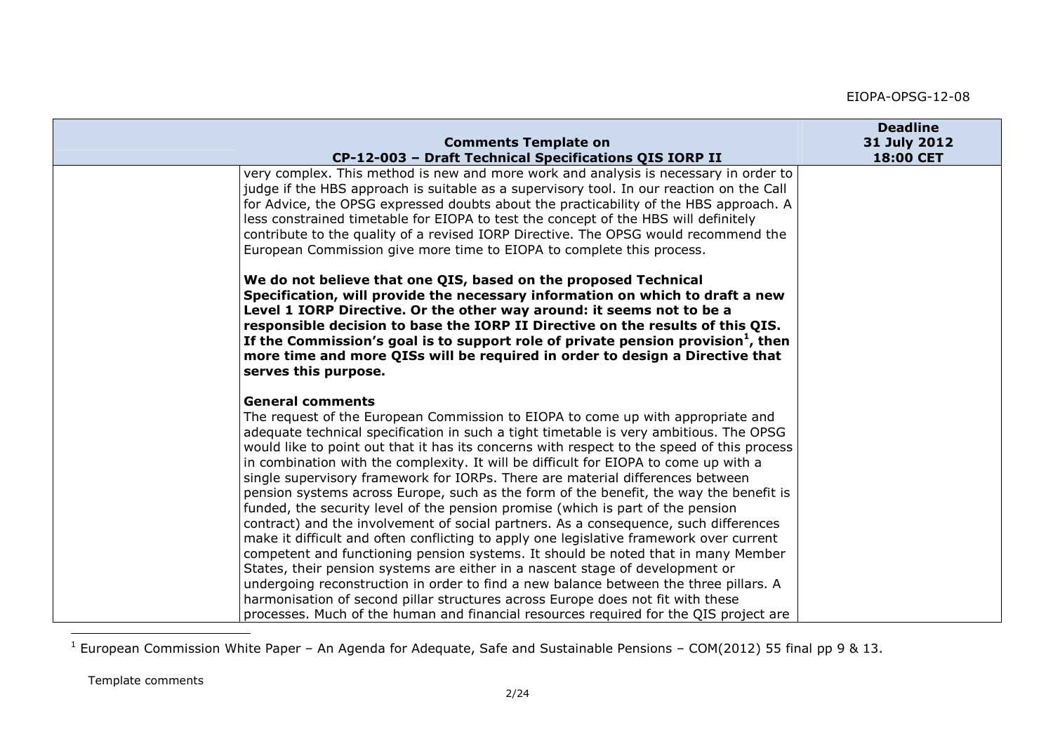| Comments Template on CP-12-003 – Draft Technical Specifications QIS IORP II | | Deadline 31 July 2012 18:00 CET |
|---|---|---|
| | very complex. This method is new and more work and analysis is necessary in order to judge if the HBS approach is suitable as a supervisory tool. In our reaction on the Call for Advice, the OPSG expressed doubts about the practicability of the HBS approach. A less constrained timetable for EIOPA to test the concept of the HBS will definitely contribute to the quality of a revised IORP Directive. The OPSG would recommend the European Commission give more time to EIOPA to complete this process.<br><br>**We do not believe that one QIS, based on the proposed Technical Specification, will provide the necessary information on which to draft a new Level 1 IORP Directive. Or the other way around: it seems not to be a responsible decision to base the IORP II Directive on the results of this QIS. If the Commission's goal is to support role of private pension provision[1], then more time and more QISs will be required in order to design a Directive that serves this purpose.**<br><br>**General comments**<br>The request of the European Commission to EIOPA to come up with appropriate and adequate technical specification in such a tight timetable is very ambitious. The OPSG would like to point out that it has its concerns with respect to the speed of this process in combination with the complexity. It will be difficult for EIOPA to come up with a single supervisory framework for IORPs. There are material differences between pension systems across Europe, such as the form of the benefit, the way the benefit is funded, the security level of the pension promise (which is part of the pension contract) and the involvement of social partners. As a consequence, such differences make it difficult and often conflicting to apply one legislative framework over current competent and functioning pension systems. It should be noted that in many Member States, their pension systems are either in a nascent stage of development or undergoing reconstruction in order to find a new balance between the three pillars. A harmonisation of second pillar structures across Europe does not fit with these processes. Much of the human and financial resources required for the QIS project are | |

[1] European Commission White Paper – An Agenda for Adequate, Safe and Sustainable Pensions – COM(2012) 55 final pp 9 & 13.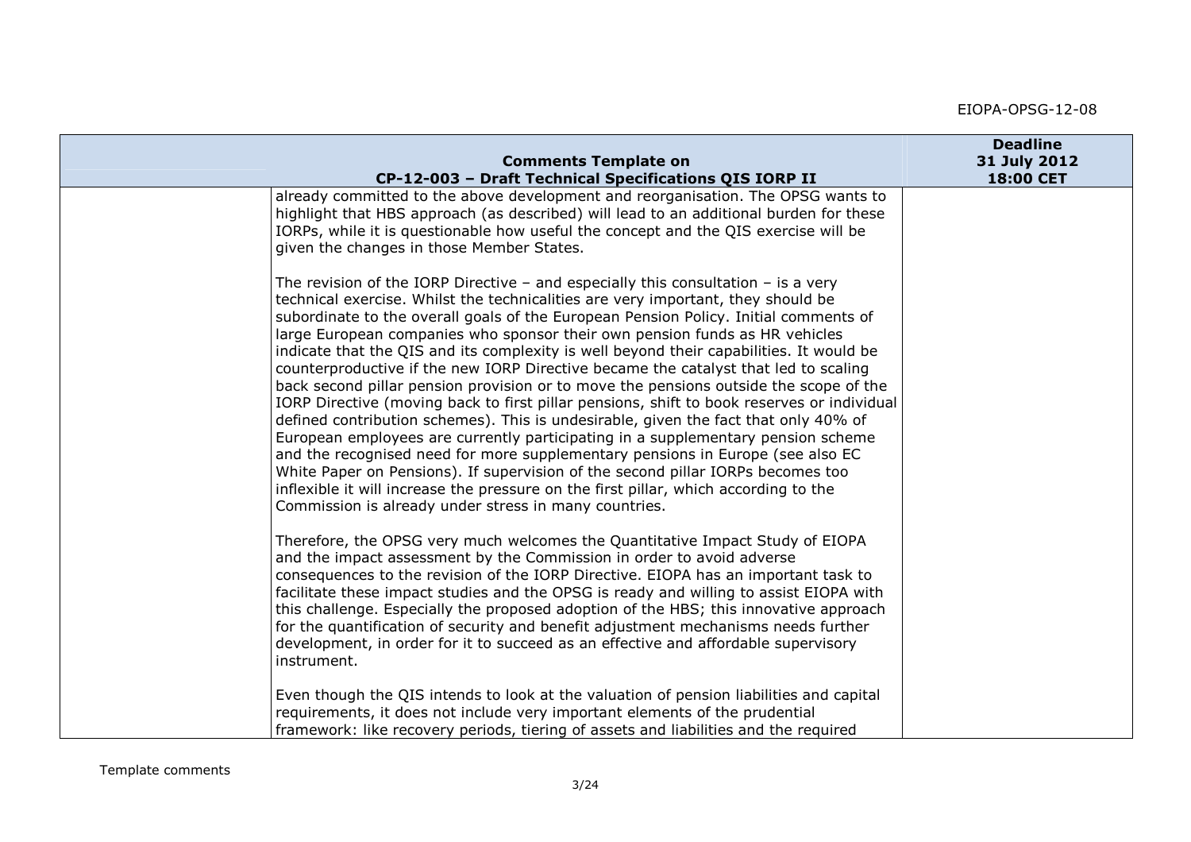| Comments Template on CP-12-003 – Draft Technical Specifications QIS IORP II | | Deadline 31 July 2012 18:00 CET |
|---|---|---|
| | already committed to the above development and reorganisation. The OPSG wants to highlight that HBS approach (as described) will lead to an additional burden for these IORPs, while it is questionable how useful the concept and the QIS exercise will be given the changes in those Member States.<br><br>The revision of the IORP Directive – and especially this consultation – is a very technical exercise. Whilst the technicalities are very important, they should be subordinate to the overall goals of the European Pension Policy. Initial comments of large European companies who sponsor their own pension funds as HR vehicles indicate that the QIS and its complexity is well beyond their capabilities. It would be counterproductive if the new IORP Directive became the catalyst that led to scaling back second pillar pension provision or to move the pensions outside the scope of the IORP Directive (moving back to first pillar pensions, shift to book reserves or individual defined contribution schemes). This is undesirable, given the fact that only 40% of European employees are currently participating in a supplementary pension scheme and the recognised need for more supplementary pensions in Europe (see also EC White Paper on Pensions). If supervision of the second pillar IORPs becomes too inflexible it will increase the pressure on the first pillar, which according to the Commission is already under stress in many countries.<br><br>Therefore, the OPSG very much welcomes the Quantitative Impact Study of EIOPA and the impact assessment by the Commission in order to avoid adverse consequences to the revision of the IORP Directive. EIOPA has an important task to facilitate these impact studies and the OPSG is ready and willing to assist EIOPA with this challenge. Especially the proposed adoption of the HBS; this innovative approach for the quantification of security and benefit adjustment mechanisms needs further development, in order for it to succeed as an effective and affordable supervisory instrument.<br><br>Even though the QIS intends to look at the valuation of pension liabilities and capital requirements, it does not include very important elements of the prudential framework: like recovery periods, tiering of assets and liabilities and the required | |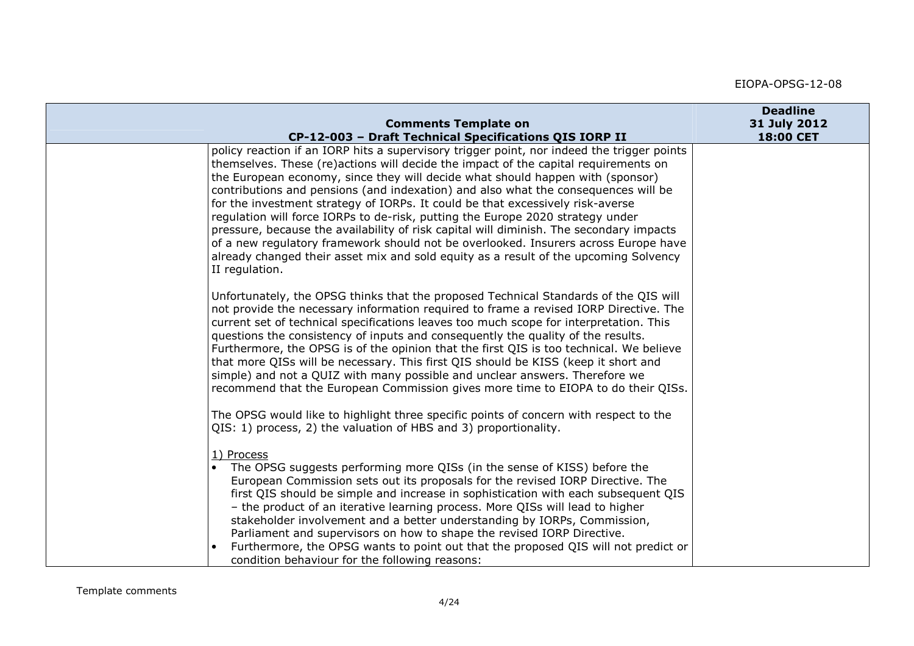| | Comments Template on CP-12-003 – Draft Technical Specifications QIS IORP II | Deadline 31 July 2012 18:00 CET |
|---|---|---|
| | policy reaction if an IORP hits a supervisory trigger point, nor indeed the trigger points themselves. These (re)actions will decide the impact of the capital requirements on the European economy, since they will decide what should happen with (sponsor) contributions and pensions (and indexation) and also what the consequences will be for the investment strategy of IORPs. It could be that excessively risk-averse regulation will force IORPs to de-risk, putting the Europe 2020 strategy under pressure, because the availability of risk capital will diminish. The secondary impacts of a new regulatory framework should not be overlooked. Insurers across Europe have already changed their asset mix and sold equity as a result of the upcoming Solvency II regulation.<br><br>Unfortunately, the OPSG thinks that the proposed Technical Standards of the QIS will not provide the necessary information required to frame a revised IORP Directive. The current set of technical specifications leaves too much scope for interpretation. This questions the consistency of inputs and consequently the quality of the results. Furthermore, the OPSG is of the opinion that the first QIS is too technical. We believe that more QISs will be necessary. This first QIS should be KISS (keep it short and simple) and not a QUIZ with many possible and unclear answers. Therefore we recommend that the European Commission gives more time to EIOPA to do their QISs.<br><br>The OPSG would like to highlight three specific points of concern with respect to the QIS: 1) process, 2) the valuation of HBS and 3) proportionality.<br><br><u>1) Process</u><br>• The OPSG suggests performing more QISs (in the sense of KISS) before the European Commission sets out its proposals for the revised IORP Directive. The first QIS should be simple and increase in sophistication with each subsequent QIS – the product of an iterative learning process. More QISs will lead to higher stakeholder involvement and a better understanding by IORPs, Commission, Parliament and supervisors on how to shape the revised IORP Directive.<br>• Furthermore, the OPSG wants to point out that the proposed QIS will not predict or condition behaviour for the following reasons: | |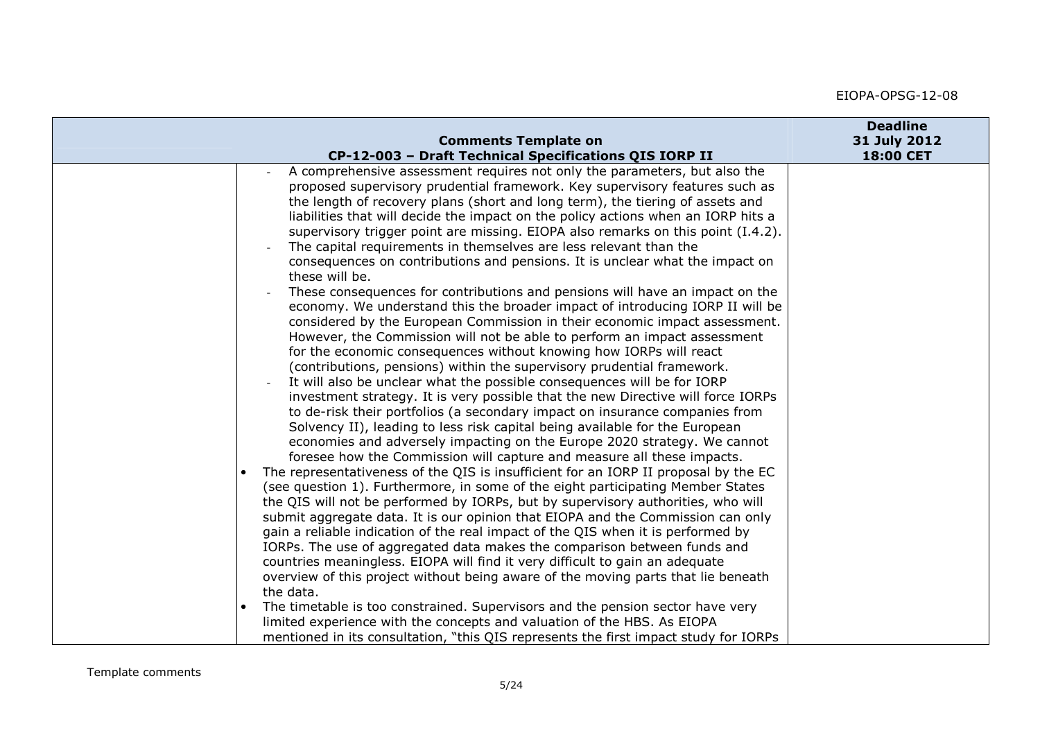| | Comments Template on CP-12-003 – Draft Technical Specifications QIS IORP II | Deadline 31 July 2012 18:00 CET |
|---|---|---|
| | - A comprehensive assessment requires not only the parameters, but also the proposed supervisory prudential framework. Key supervisory features such as the length of recovery plans (short and long term), the tiering of assets and liabilities that will decide the impact on the policy actions when an IORP hits a supervisory trigger point are missing. EIOPA also remarks on this point (I.4.2).<br>- The capital requirements in themselves are less relevant than the consequences on contributions and pensions. It is unclear what the impact on these will be.<br>- These consequences for contributions and pensions will have an impact on the economy. We understand this the broader impact of introducing IORP II will be considered by the European Commission in their economic impact assessment. However, the Commission will not be able to perform an impact assessment for the economic consequences without knowing how IORPs will react (contributions, pensions) within the supervisory prudential framework.<br>- It will also be unclear what the possible consequences will be for IORP investment strategy. It is very possible that the new Directive will force IORPs to de-risk their portfolios (a secondary impact on insurance companies from Solvency II), leading to less risk capital being available for the European economies and adversely impacting on the Europe 2020 strategy. We cannot foresee how the Commission will capture and measure all these impacts.<br>• The representativeness of the QIS is insufficient for an IORP II proposal by the EC (see question 1). Furthermore, in some of the eight participating Member States the QIS will not be performed by IORPs, but by supervisory authorities, who will submit aggregate data. It is our opinion that EIOPA and the Commission can only gain a reliable indication of the real impact of the QIS when it is performed by IORPs. The use of aggregated data makes the comparison between funds and countries meaningless. EIOPA will find it very difficult to gain an adequate overview of this project without being aware of the moving parts that lie beneath the data.<br>• The timetable is too constrained. Supervisors and the pension sector have very limited experience with the concepts and valuation of the HBS. As EIOPA mentioned in its consultation, "this QIS represents the first impact study for IORPs | |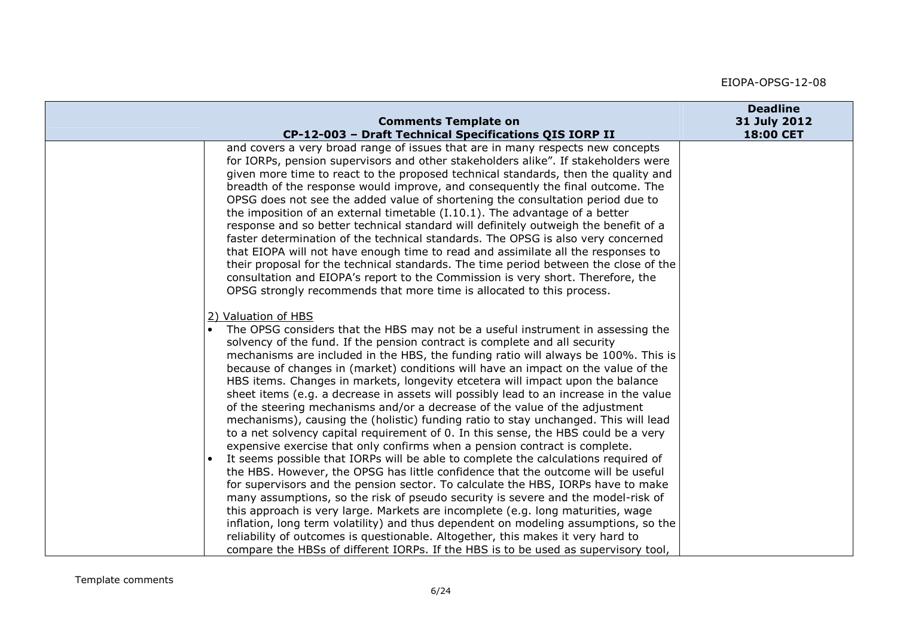| | Comments Template on CP-12-003 – Draft Technical Specifications QIS IORP II | Deadline 31 July 2012 18:00 CET |
|---|---|---|
| | and covers a very broad range of issues that are in many respects new concepts for IORPs, pension supervisors and other stakeholders alike". If stakeholders were given more time to react to the proposed technical standards, then the quality and breadth of the response would improve, and consequently the final outcome. The OPSG does not see the added value of shortening the consultation period due to the imposition of an external timetable (I.10.1). The advantage of a better response and so better technical standard will definitely outweigh the benefit of a faster determination of the technical standards. The OPSG is also very concerned that EIOPA will not have enough time to read and assimilate all the responses to their proposal for the technical standards. The time period between the close of the consultation and EIOPA's report to the Commission is very short. Therefore, the OPSG strongly recommends that more time is allocated to this process.<br><br>2) Valuation of HBS<br>• The OPSG considers that the HBS may not be a useful instrument in assessing the solvency of the fund. If the pension contract is complete and all security mechanisms are included in the HBS, the funding ratio will always be 100%. This is because of changes in (market) conditions will have an impact on the value of the HBS items. Changes in markets, longevity etcetera will impact upon the balance sheet items (e.g. a decrease in assets will possibly lead to an increase in the value of the steering mechanisms and/or a decrease of the value of the adjustment mechanisms), causing the (holistic) funding ratio to stay unchanged. This will lead to a net solvency capital requirement of 0. In this sense, the HBS could be a very expensive exercise that only confirms when a pension contract is complete.<br>• It seems possible that IORPs will be able to complete the calculations required of the HBS. However, the OPSG has little confidence that the outcome will be useful for supervisors and the pension sector. To calculate the HBS, IORPs have to make many assumptions, so the risk of pseudo security is severe and the model-risk of this approach is very large. Markets are incomplete (e.g. long maturities, wage inflation, long term volatility) and thus dependent on modeling assumptions, so the reliability of outcomes is questionable. Altogether, this makes it very hard to compare the HBSs of different IORPs. If the HBS is to be used as supervisory tool, | |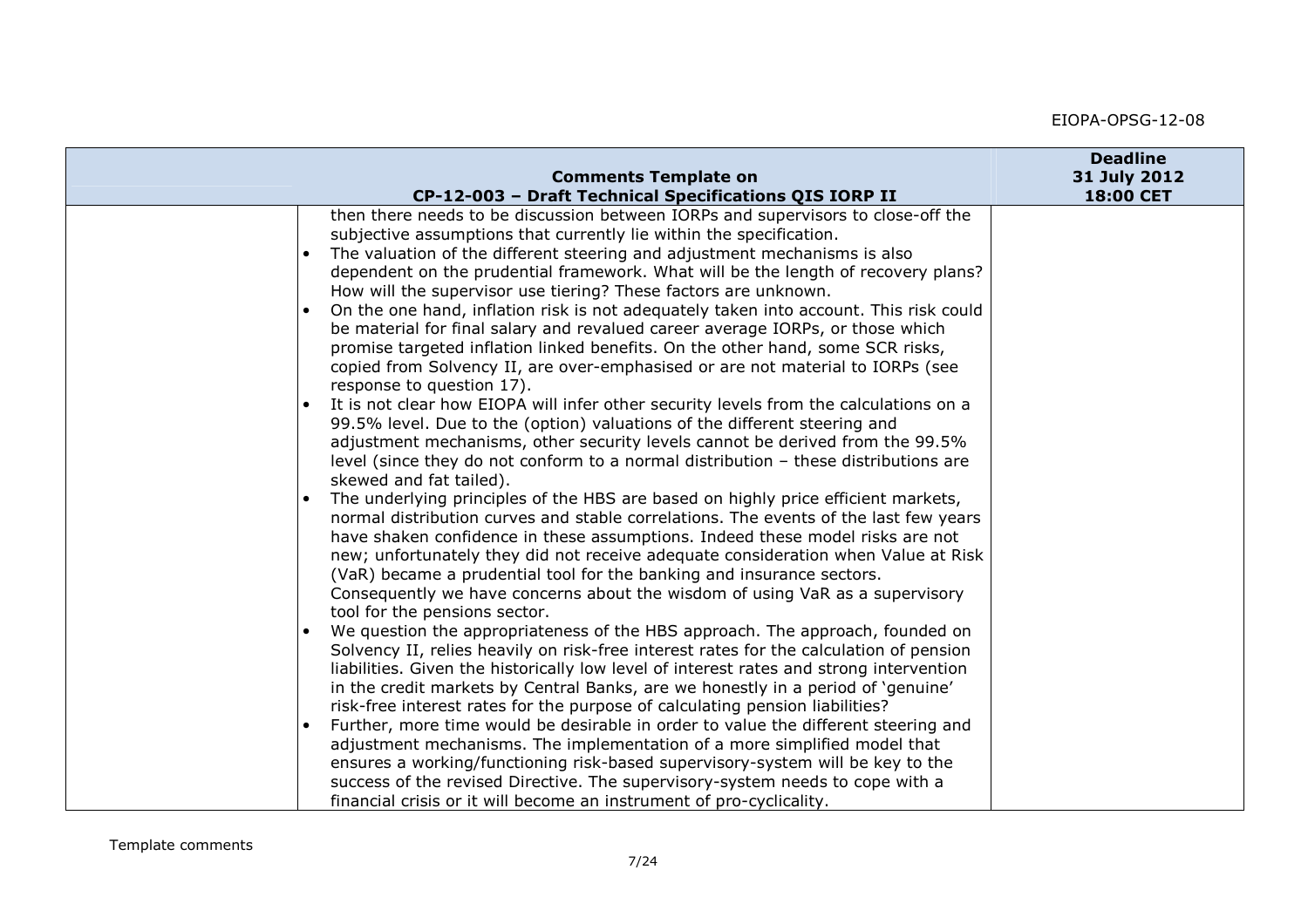| | Comments Template on CP-12-003 – Draft Technical Specifications QIS IORP II | Deadline 31 July 2012 18:00 CET |
|---|---|---|
| | then there needs to be discussion between IORPs and supervisors to close-off the subjective assumptions that currently lie within the specification.<br>• The valuation of the different steering and adjustment mechanisms is also dependent on the prudential framework. What will be the length of recovery plans? How will the supervisor use tiering? These factors are unknown.<br>• On the one hand, inflation risk is not adequately taken into account. This risk could be material for final salary and revalued career average IORPs, or those which promise targeted inflation linked benefits. On the other hand, some SCR risks, copied from Solvency II, are over-emphasised or are not material to IORPs (see response to question 17).<br>• It is not clear how EIOPA will infer other security levels from the calculations on a 99.5% level. Due to the (option) valuations of the different steering and adjustment mechanisms, other security levels cannot be derived from the 99.5% level (since they do not conform to a normal distribution – these distributions are skewed and fat tailed).<br>• The underlying principles of the HBS are based on highly price efficient markets, normal distribution curves and stable correlations. The events of the last few years have shaken confidence in these assumptions. Indeed these model risks are not new; unfortunately they did not receive adequate consideration when Value at Risk (VaR) became a prudential tool for the banking and insurance sectors. Consequently we have concerns about the wisdom of using VaR as a supervisory tool for the pensions sector.<br>• We question the appropriateness of the HBS approach. The approach, founded on Solvency II, relies heavily on risk-free interest rates for the calculation of pension liabilities. Given the historically low level of interest rates and strong intervention in the credit markets by Central Banks, are we honestly in a period of 'genuine' risk-free interest rates for the purpose of calculating pension liabilities?<br>• Further, more time would be desirable in order to value the different steering and adjustment mechanisms. The implementation of a more simplified model that ensures a working/functioning risk-based supervisory-system will be key to the success of the revised Directive. The supervisory-system needs to cope with a financial crisis or it will become an instrument of pro-cyclicality. | |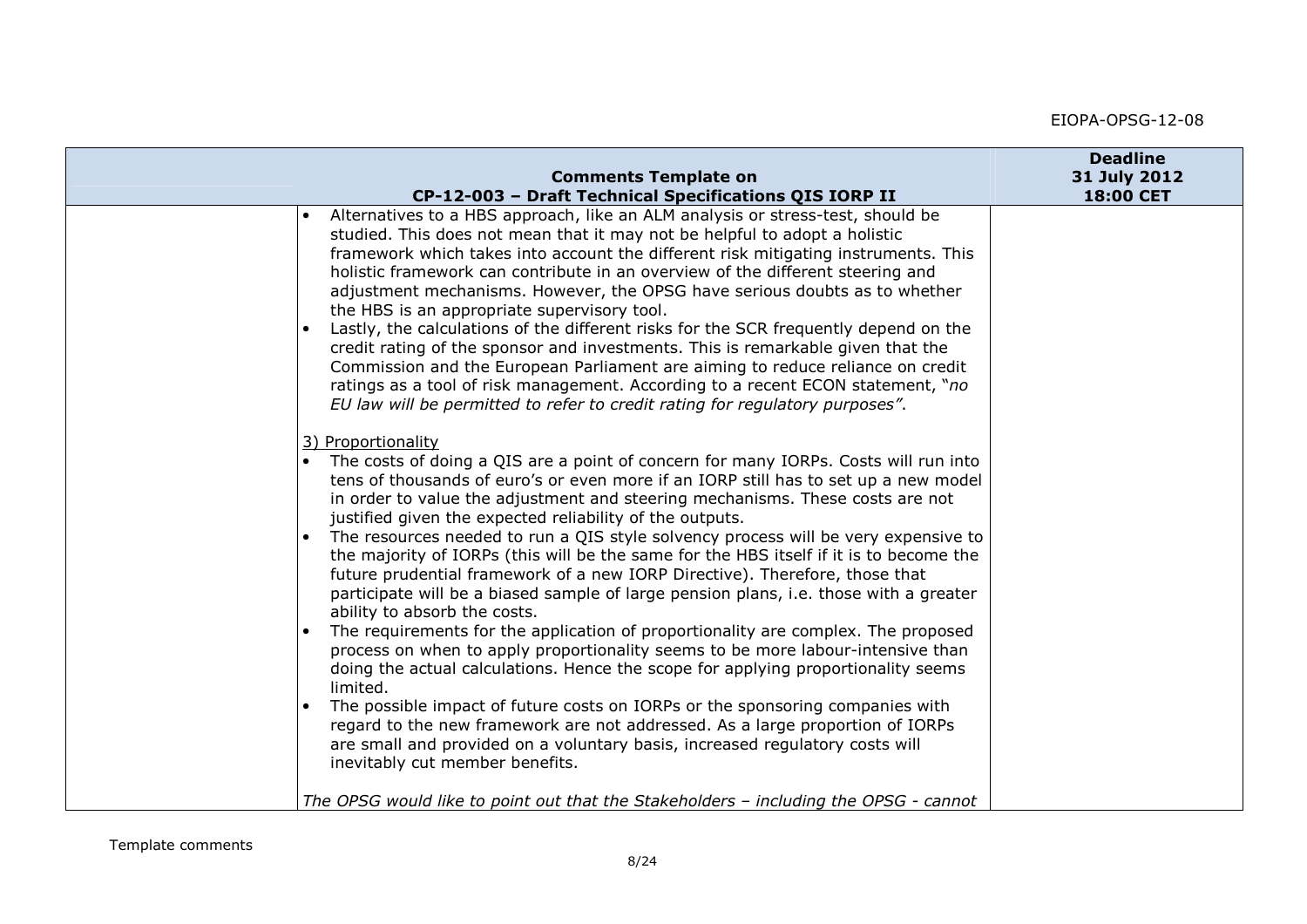| | Comments Template on CP-12-003 – Draft Technical Specifications QIS IORP II | Deadline 31 July 2012 18:00 CET |
|---|---|---|
| | • Alternatives to a HBS approach, like an ALM analysis or stress-test, should be studied. This does not mean that it may not be helpful to adopt a holistic framework which takes into account the different risk mitigating instruments. This holistic framework can contribute in an overview of the different steering and adjustment mechanisms. However, the OPSG have serious doubts as to whether the HBS is an appropriate supervisory tool.<br>• Lastly, the calculations of the different risks for the SCR frequently depend on the credit rating of the sponsor and investments. This is remarkable given that the Commission and the European Parliament are aiming to reduce reliance on credit ratings as a tool of risk management. According to a recent ECON statement, "*no EU law will be permitted to refer to credit rating for regulatory purposes"*.<br><br>3) Proportionality<br>• The costs of doing a QIS are a point of concern for many IORPs. Costs will run into tens of thousands of euro's or even more if an IORP still has to set up a new model in order to value the adjustment and steering mechanisms. These costs are not justified given the expected reliability of the outputs.<br>• The resources needed to run a QIS style solvency process will be very expensive to the majority of IORPs (this will be the same for the HBS itself if it is to become the future prudential framework of a new IORP Directive). Therefore, those that participate will be a biased sample of large pension plans, i.e. those with a greater ability to absorb the costs.<br>• The requirements for the application of proportionality are complex. The proposed process on when to apply proportionality seems to be more labour-intensive than doing the actual calculations. Hence the scope for applying proportionality seems limited.<br>• The possible impact of future costs on IORPs or the sponsoring companies with regard to the new framework are not addressed. As a large proportion of IORPs are small and provided on a voluntary basis, increased regulatory costs will inevitably cut member benefits.<br><br>*The OPSG would like to point out that the Stakeholders – including the OPSG - cannot* | |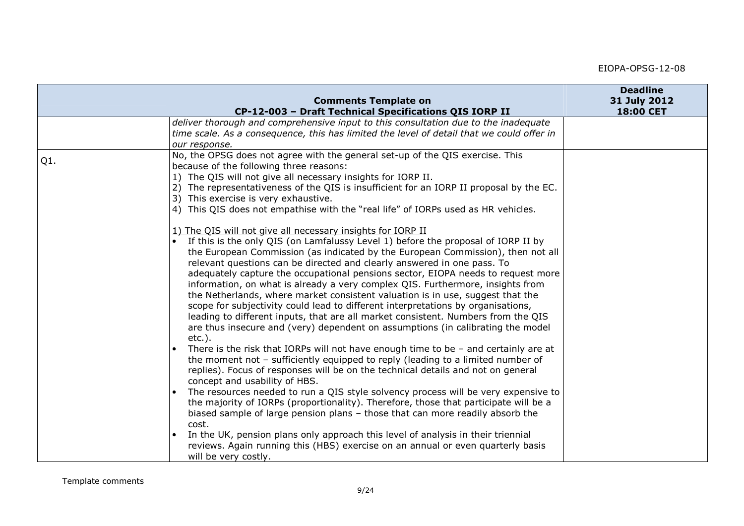| Comments Template on CP-12-003 – Draft Technical Specifications QIS IORP II | | Deadline 31 July 2012 18:00 CET |
|---|---|---|
| | *deliver thorough and comprehensive input to this consultation due to the inadequate time scale. As a consequence, this has limited the level of detail that we could offer in our response.* | |
| Q1. | No, the OPSG does not agree with the general set-up of the QIS exercise. This because of the following three reasons:<br>1) The QIS will not give all necessary insights for IORP II.<br>2) The representativeness of the QIS is insufficient for an IORP II proposal by the EC.<br>3) This exercise is very exhaustive.<br>4) This QIS does not empathise with the "real life" of IORPs used as HR vehicles.<br><br><u>1) The QIS will not give all necessary insights for IORP II</u><br>• If this is the only QIS (on Lamfalussy Level 1) before the proposal of IORP II by the European Commission (as indicated by the European Commission), then not all relevant questions can be directed and clearly answered in one pass. To adequately capture the occupational pensions sector, EIOPA needs to request more information, on what is already a very complex QIS. Furthermore, insights from the Netherlands, where market consistent valuation is in use, suggest that the scope for subjectivity could lead to different interpretations by organisations, leading to different inputs, that are all market consistent. Numbers from the QIS are thus insecure and (very) dependent on assumptions (in calibrating the model etc.).<br>• There is the risk that IORPs will not have enough time to be – and certainly are at the moment not – sufficiently equipped to reply (leading to a limited number of replies). Focus of responses will be on the technical details and not on general concept and usability of HBS.<br>• The resources needed to run a QIS style solvency process will be very expensive to the majority of IORPs (proportionality). Therefore, those that participate will be a biased sample of large pension plans – those that can more readily absorb the cost.<br>• In the UK, pension plans only approach this level of analysis in their triennial reviews. Again running this (HBS) exercise on an annual or even quarterly basis will be very costly. | |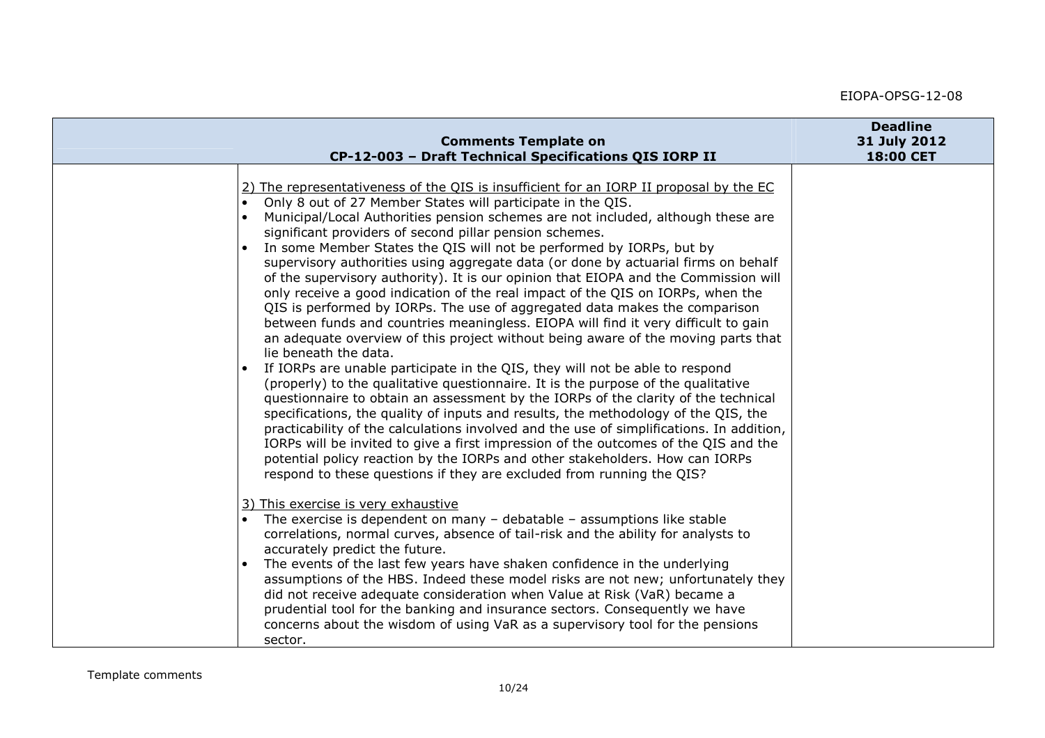| | Comments Template on CP-12-003 – Draft Technical Specifications QIS IORP II | Deadline 31 July 2012 18:00 CET |
|---|---|---|
| | 2) The representativeness of the QIS is insufficient for an IORP II proposal by the EC<br>• Only 8 out of 27 Member States will participate in the QIS.<br>• Municipal/Local Authorities pension schemes are not included, although these are significant providers of second pillar pension schemes.<br>• In some Member States the QIS will not be performed by IORPs, but by supervisory authorities using aggregate data (or done by actuarial firms on behalf of the supervisory authority). It is our opinion that EIOPA and the Commission will only receive a good indication of the real impact of the QIS on IORPs, when the QIS is performed by IORPs. The use of aggregated data makes the comparison between funds and countries meaningless. EIOPA will find it very difficult to gain an adequate overview of this project without being aware of the moving parts that lie beneath the data.<br>• If IORPs are unable participate in the QIS, they will not be able to respond (properly) to the qualitative questionnaire. It is the purpose of the qualitative questionnaire to obtain an assessment by the IORPs of the clarity of the technical specifications, the quality of inputs and results, the methodology of the QIS, the practicability of the calculations involved and the use of simplifications. In addition, IORPs will be invited to give a first impression of the outcomes of the QIS and the potential policy reaction by the IORPs and other stakeholders. How can IORPs respond to these questions if they are excluded from running the QIS?<br><br>3) This exercise is very exhaustive<br>• The exercise is dependent on many – debatable – assumptions like stable correlations, normal curves, absence of tail-risk and the ability for analysts to accurately predict the future.<br>• The events of the last few years have shaken confidence in the underlying assumptions of the HBS. Indeed these model risks are not new; unfortunately they did not receive adequate consideration when Value at Risk (VaR) became a prudential tool for the banking and insurance sectors. Consequently we have concerns about the wisdom of using VaR as a supervisory tool for the pensions sector. | |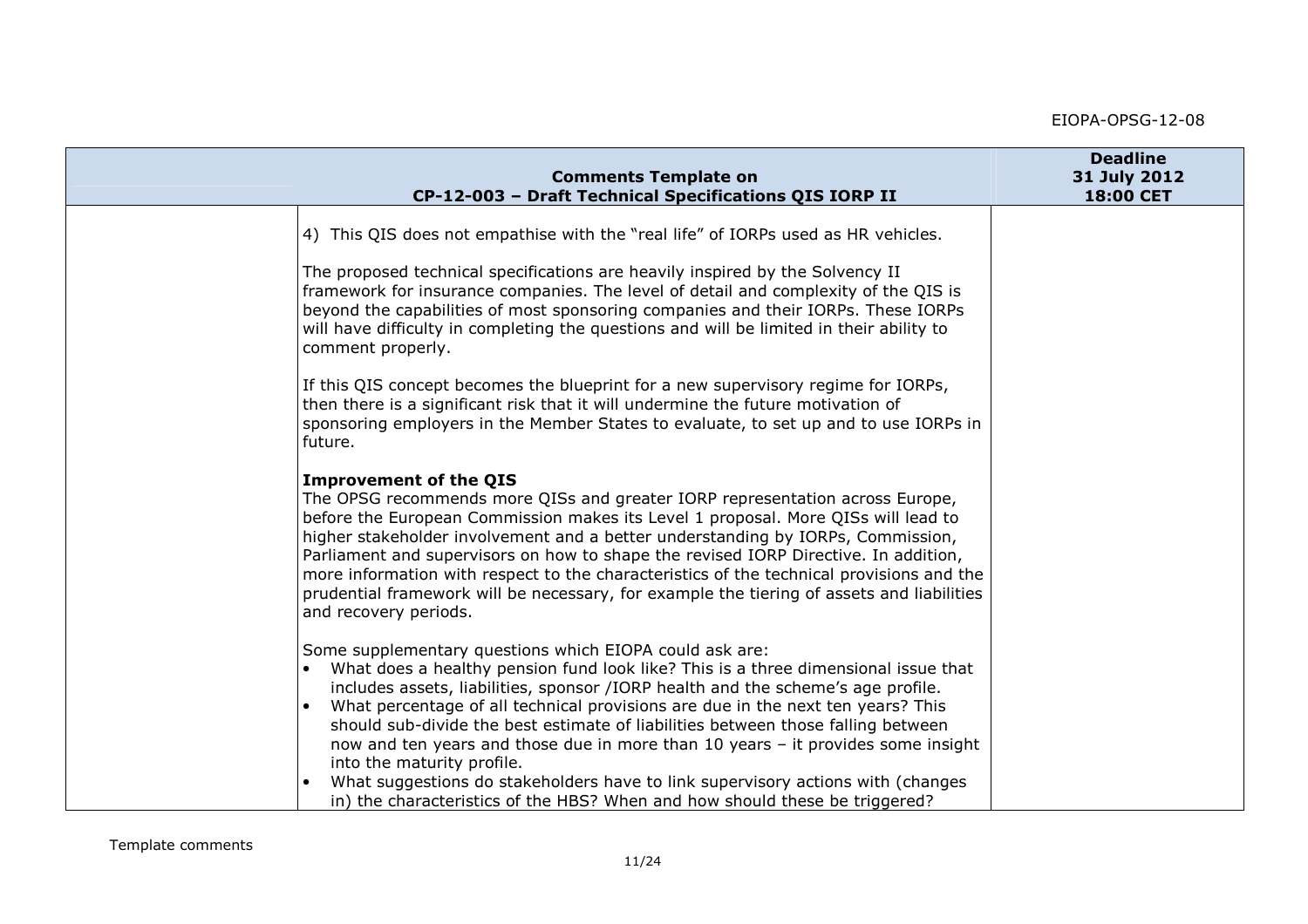| | Comments Template on CP-12-003 – Draft Technical Specifications QIS IORP II | Deadline 31 July 2012 18:00 CET |
|---|---|---|
| | 4) This QIS does not empathise with the "real life" of IORPs used as HR vehicles.<br><br>The proposed technical specifications are heavily inspired by the Solvency II framework for insurance companies. The level of detail and complexity of the QIS is beyond the capabilities of most sponsoring companies and their IORPs. These IORPs will have difficulty in completing the questions and will be limited in their ability to comment properly.<br><br>If this QIS concept becomes the blueprint for a new supervisory regime for IORPs, then there is a significant risk that it will undermine the future motivation of sponsoring employers in the Member States to evaluate, to set up and to use IORPs in future.<br><br>**Improvement of the QIS**<br>The OPSG recommends more QISs and greater IORP representation across Europe, before the European Commission makes its Level 1 proposal. More QISs will lead to higher stakeholder involvement and a better understanding by IORPs, Commission, Parliament and supervisors on how to shape the revised IORP Directive. In addition, more information with respect to the characteristics of the technical provisions and the prudential framework will be necessary, for example the tiering of assets and liabilities and recovery periods.<br><br>Some supplementary questions which EIOPA could ask are:<br>• What does a healthy pension fund look like? This is a three dimensional issue that includes assets, liabilities, sponsor /IORP health and the scheme's age profile.<br>• What percentage of all technical provisions are due in the next ten years? This should sub-divide the best estimate of liabilities between those falling between now and ten years and those due in more than 10 years – it provides some insight into the maturity profile.<br>• What suggestions do stakeholders have to link supervisory actions with (changes in) the characteristics of the HBS? When and how should these be triggered? | |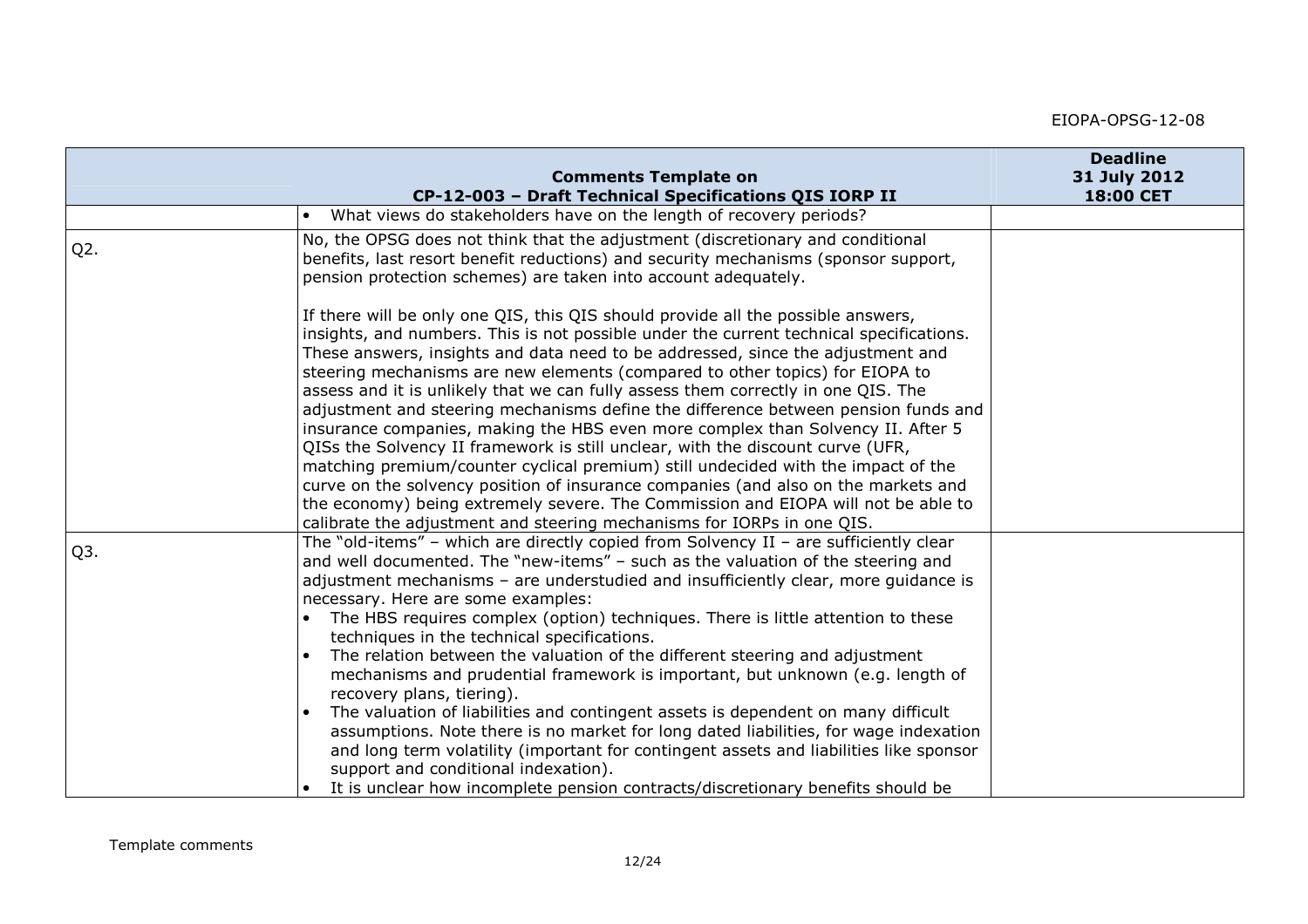| | Comments Template on CP-12-003 – Draft Technical Specifications QIS IORP II | Deadline 31 July 2012 18:00 CET |
|---|---|---|
| | • What views do stakeholders have on the length of recovery periods? | |
| Q2. | No, the OPSG does not think that the adjustment (discretionary and conditional benefits, last resort benefit reductions) and security mechanisms (sponsor support, pension protection schemes) are taken into account adequately.<br><br>If there will be only one QIS, this QIS should provide all the possible answers, insights, and numbers. This is not possible under the current technical specifications. These answers, insights and data need to be addressed, since the adjustment and steering mechanisms are new elements (compared to other topics) for EIOPA to assess and it is unlikely that we can fully assess them correctly in one QIS. The adjustment and steering mechanisms define the difference between pension funds and insurance companies, making the HBS even more complex than Solvency II. After 5 QISs the Solvency II framework is still unclear, with the discount curve (UFR, matching premium/counter cyclical premium) still undecided with the impact of the curve on the solvency position of insurance companies (and also on the markets and the economy) being extremely severe. The Commission and EIOPA will not be able to calibrate the adjustment and steering mechanisms for IORPs in one QIS. | |
| Q3. | The "old-items" – which are directly copied from Solvency II – are sufficiently clear and well documented. The "new-items" – such as the valuation of the steering and adjustment mechanisms – are understudied and insufficiently clear, more guidance is necessary. Here are some examples:<br>• The HBS requires complex (option) techniques. There is little attention to these techniques in the technical specifications.<br>• The relation between the valuation of the different steering and adjustment mechanisms and prudential framework is important, but unknown (e.g. length of recovery plans, tiering).<br>• The valuation of liabilities and contingent assets is dependent on many difficult assumptions. Note there is no market for long dated liabilities, for wage indexation and long term volatility (important for contingent assets and liabilities like sponsor support and conditional indexation).<br>• It is unclear how incomplete pension contracts/discretionary benefits should be | |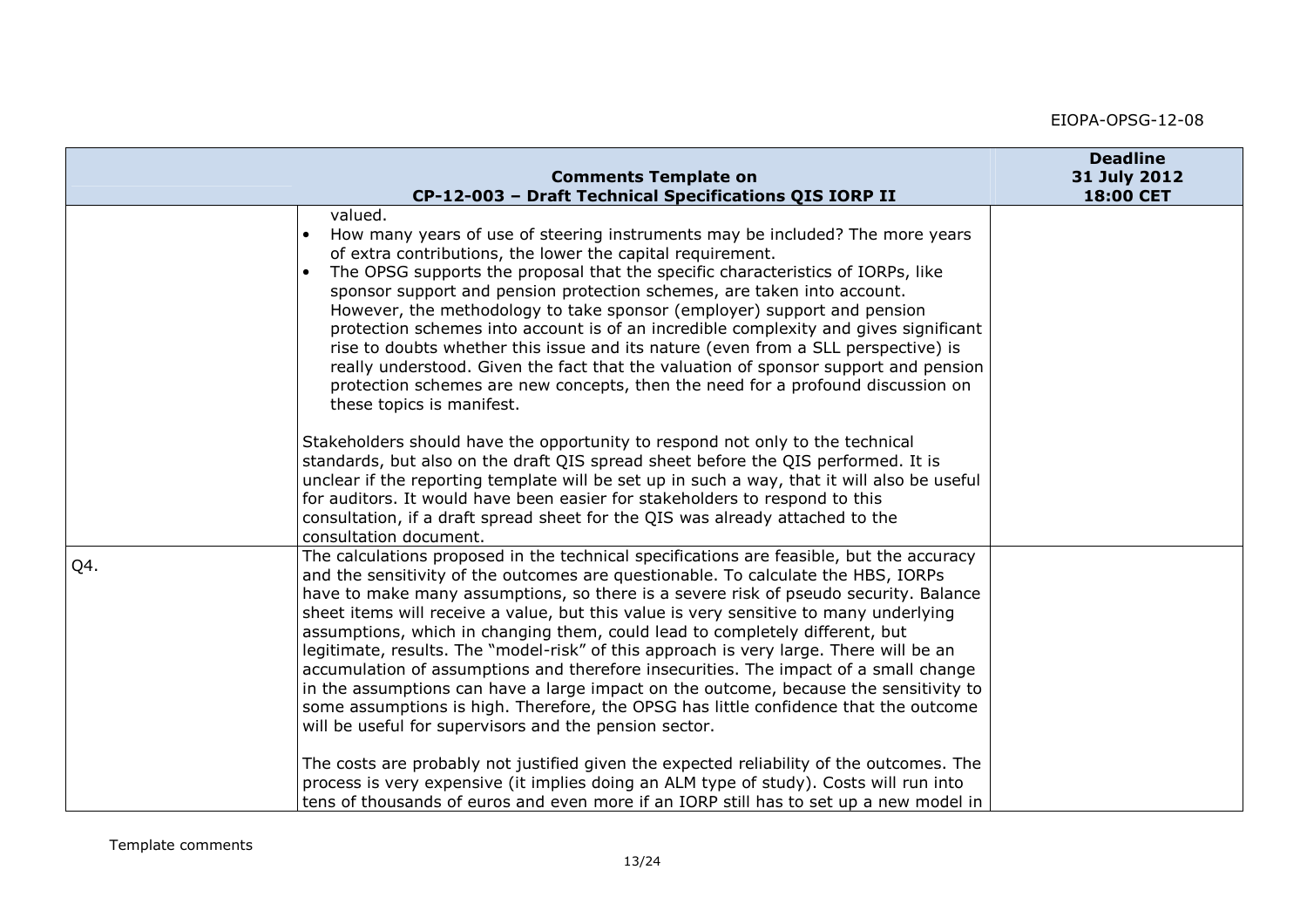| Comments Template on CP-12-003 – Draft Technical Specifications QIS IORP II | | Deadline 31 July 2012 18:00 CET |
|---|---|---|
| | valued.<br>• How many years of use of steering instruments may be included? The more years of extra contributions, the lower the capital requirement.<br>• The OPSG supports the proposal that the specific characteristics of IORPs, like sponsor support and pension protection schemes, are taken into account. However, the methodology to take sponsor (employer) support and pension protection schemes into account is of an incredible complexity and gives significant rise to doubts whether this issue and its nature (even from a SLL perspective) is really understood. Given the fact that the valuation of sponsor support and pension protection schemes are new concepts, then the need for a profound discussion on these topics is manifest.<br><br>Stakeholders should have the opportunity to respond not only to the technical standards, but also on the draft QIS spread sheet before the QIS performed. It is unclear if the reporting template will be set up in such a way, that it will also be useful for auditors. It would have been easier for stakeholders to respond to this consultation, if a draft spread sheet for the QIS was already attached to the consultation document. | |
| Q4. | The calculations proposed in the technical specifications are feasible, but the accuracy and the sensitivity of the outcomes are questionable. To calculate the HBS, IORPs have to make many assumptions, so there is a severe risk of pseudo security. Balance sheet items will receive a value, but this value is very sensitive to many underlying assumptions, which in changing them, could lead to completely different, but legitimate, results. The "model-risk" of this approach is very large. There will be an accumulation of assumptions and therefore insecurities. The impact of a small change in the assumptions can have a large impact on the outcome, because the sensitivity to some assumptions is high. Therefore, the OPSG has little confidence that the outcome will be useful for supervisors and the pension sector.<br><br>The costs are probably not justified given the expected reliability of the outcomes. The process is very expensive (it implies doing an ALM type of study). Costs will run into tens of thousands of euros and even more if an IORP still has to set up a new model in | |

Template comments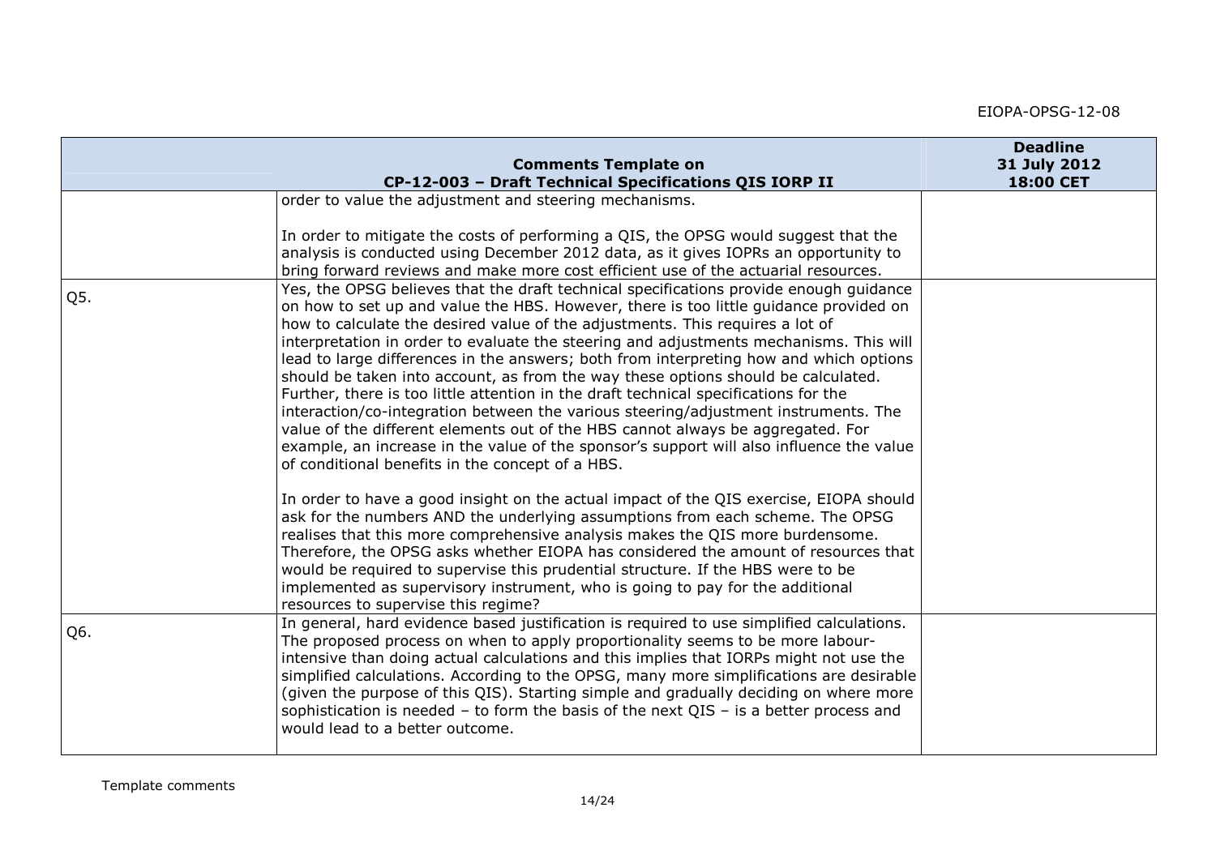| Comments Template on CP-12-003 – Draft Technical Specifications QIS IORP II | | Deadline 31 July 2012 18:00 CET |
|---|---|---|
| | order to value the adjustment and steering mechanisms.<br><br>In order to mitigate the costs of performing a QIS, the OPSG would suggest that the analysis is conducted using December 2012 data, as it gives IOPRs an opportunity to bring forward reviews and make more cost efficient use of the actuarial resources. | |
| Q5. | Yes, the OPSG believes that the draft technical specifications provide enough guidance on how to set up and value the HBS. However, there is too little guidance provided on how to calculate the desired value of the adjustments. This requires a lot of interpretation in order to evaluate the steering and adjustments mechanisms. This will lead to large differences in the answers; both from interpreting how and which options should be taken into account, as from the way these options should be calculated. Further, there is too little attention in the draft technical specifications for the interaction/co-integration between the various steering/adjustment instruments. The value of the different elements out of the HBS cannot always be aggregated. For example, an increase in the value of the sponsor's support will also influence the value of conditional benefits in the concept of a HBS.<br><br>In order to have a good insight on the actual impact of the QIS exercise, EIOPA should ask for the numbers AND the underlying assumptions from each scheme. The OPSG realises that this more comprehensive analysis makes the QIS more burdensome. Therefore, the OPSG asks whether EIOPA has considered the amount of resources that would be required to supervise this prudential structure. If the HBS were to be implemented as supervisory instrument, who is going to pay for the additional resources to supervise this regime? | |
| Q6. | In general, hard evidence based justification is required to use simplified calculations. The proposed process on when to apply proportionality seems to be more labour-intensive than doing actual calculations and this implies that IORPs might not use the simplified calculations. According to the OPSG, many more simplifications are desirable (given the purpose of this QIS). Starting simple and gradually deciding on where more sophistication is needed – to form the basis of the next QIS – is a better process and would lead to a better outcome. | |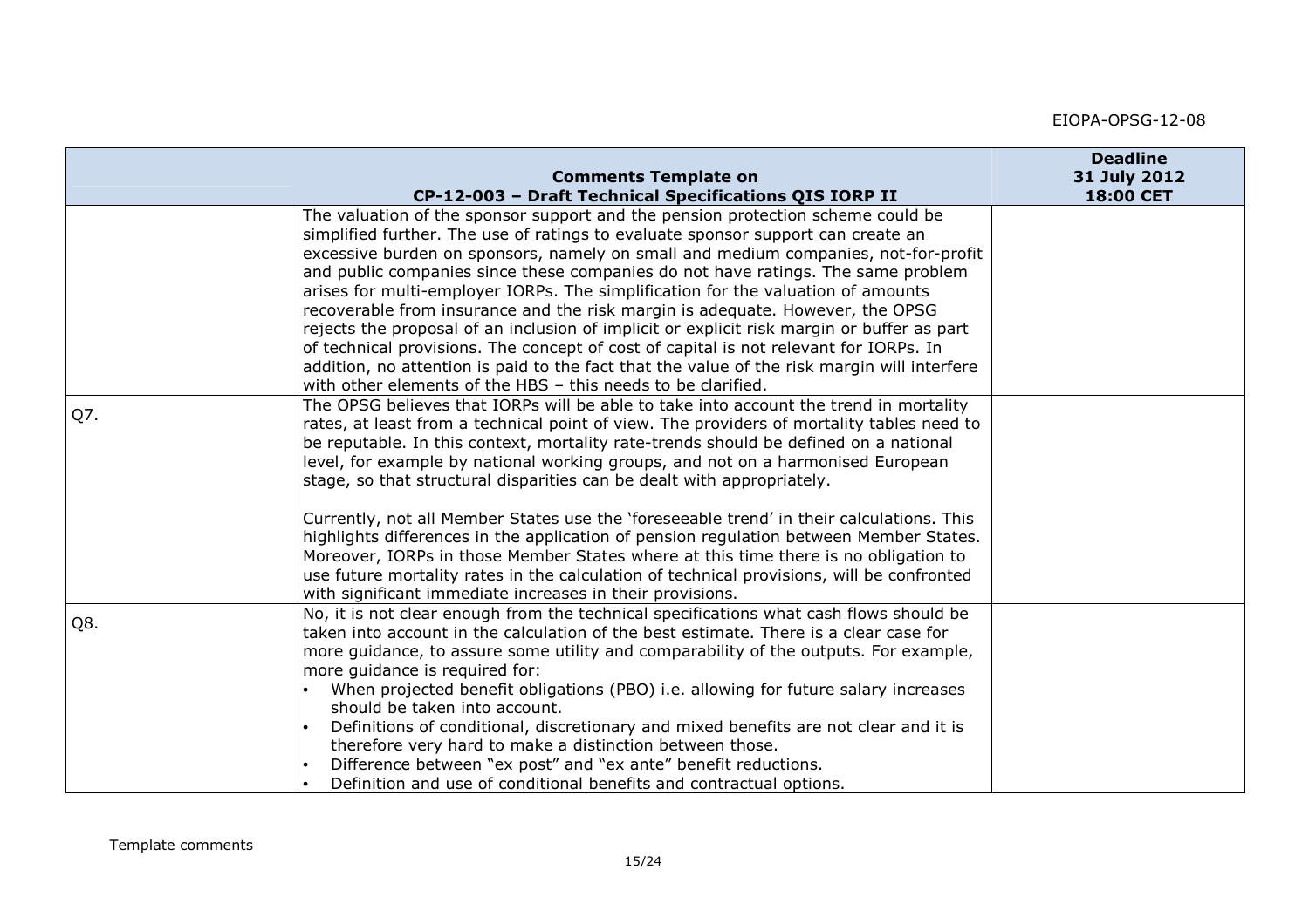| | Comments Template on CP-12-003 – Draft Technical Specifications QIS IORP II | Deadline 31 July 2012 18:00 CET |
|---|---|---|
| | The valuation of the sponsor support and the pension protection scheme could be simplified further. The use of ratings to evaluate sponsor support can create an excessive burden on sponsors, namely on small and medium companies, not-for-profit and public companies since these companies do not have ratings. The same problem arises for multi-employer IORPs. The simplification for the valuation of amounts recoverable from insurance and the risk margin is adequate. However, the OPSG rejects the proposal of an inclusion of implicit or explicit risk margin or buffer as part of technical provisions. The concept of cost of capital is not relevant for IORPs. In addition, no attention is paid to the fact that the value of the risk margin will interfere with other elements of the HBS – this needs to be clarified. | |
| Q7. | The OPSG believes that IORPs will be able to take into account the trend in mortality rates, at least from a technical point of view. The providers of mortality tables need to be reputable. In this context, mortality rate-trends should be defined on a national level, for example by national working groups, and not on a harmonised European stage, so that structural disparities can be dealt with appropriately.<br><br>Currently, not all Member States use the 'foreseeable trend' in their calculations. This highlights differences in the application of pension regulation between Member States. Moreover, IORPs in those Member States where at this time there is no obligation to use future mortality rates in the calculation of technical provisions, will be confronted with significant immediate increases in their provisions. | |
| Q8. | No, it is not clear enough from the technical specifications what cash flows should be taken into account in the calculation of the best estimate. There is a clear case for more guidance, to assure some utility and comparability of the outputs. For example, more guidance is required for:<br>• When projected benefit obligations (PBO) i.e. allowing for future salary increases should be taken into account.<br>• Definitions of conditional, discretionary and mixed benefits are not clear and it is therefore very hard to make a distinction between those.<br>• Difference between "ex post" and "ex ante" benefit reductions.<br>• Definition and use of conditional benefits and contractual options. | |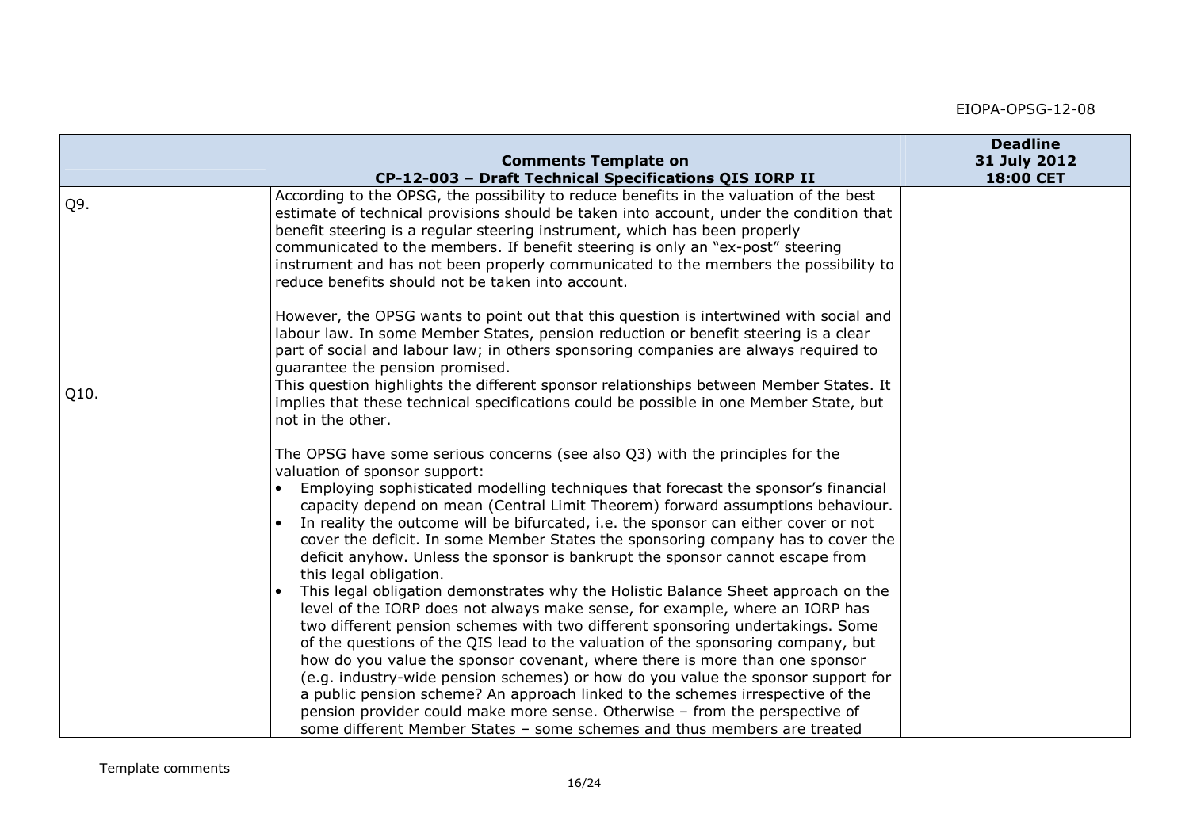| | Comments Template on CP-12-003 – Draft Technical Specifications QIS IORP II | Deadline 31 July 2012 18:00 CET |
|---|---|---|
| Q9. | According to the OPSG, the possibility to reduce benefits in the valuation of the best estimate of technical provisions should be taken into account, under the condition that benefit steering is a regular steering instrument, which has been properly communicated to the members. If benefit steering is only an "ex-post" steering instrument and has not been properly communicated to the members the possibility to reduce benefits should not be taken into account.<br><br>However, the OPSG wants to point out that this question is intertwined with social and labour law. In some Member States, pension reduction or benefit steering is a clear part of social and labour law; in others sponsoring companies are always required to guarantee the pension promised. | |
| Q10. | This question highlights the different sponsor relationships between Member States. It implies that these technical specifications could be possible in one Member State, but not in the other.<br><br>The OPSG have some serious concerns (see also Q3) with the principles for the valuation of sponsor support:<br>• Employing sophisticated modelling techniques that forecast the sponsor's financial capacity depend on mean (Central Limit Theorem) forward assumptions behaviour.<br>• In reality the outcome will be bifurcated, i.e. the sponsor can either cover or not cover the deficit. In some Member States the sponsoring company has to cover the deficit anyhow. Unless the sponsor is bankrupt the sponsor cannot escape from this legal obligation.<br>• This legal obligation demonstrates why the Holistic Balance Sheet approach on the level of the IORP does not always make sense, for example, where an IORP has two different pension schemes with two different sponsoring undertakings. Some of the questions of the QIS lead to the valuation of the sponsoring company, but how do you value the sponsor covenant, where there is more than one sponsor (e.g. industry-wide pension schemes) or how do you value the sponsor support for a public pension scheme? An approach linked to the schemes irrespective of the pension provider could make more sense. Otherwise – from the perspective of some different Member States – some schemes and thus members are treated | |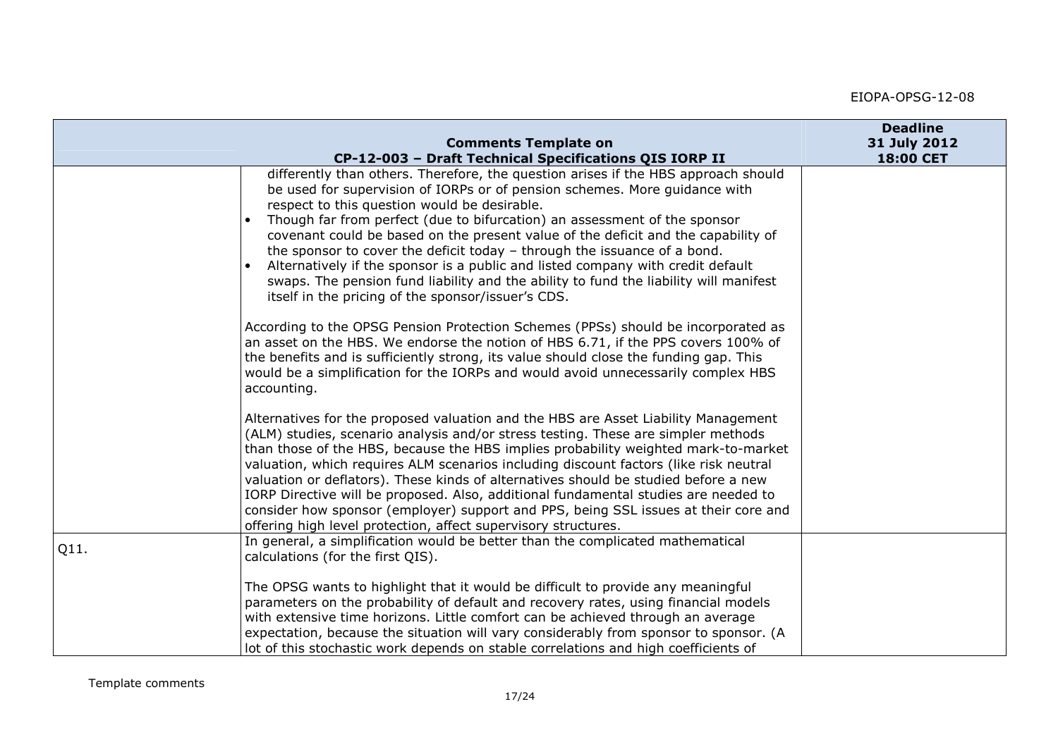| | Comments Template on CP-12-003 – Draft Technical Specifications QIS IORP II | Deadline 31 July 2012 18:00 CET |
|---|---|---|
| | differently than others. Therefore, the question arises if the HBS approach should be used for supervision of IORPs or of pension schemes. More guidance with respect to this question would be desirable.<br>• Though far from perfect (due to bifurcation) an assessment of the sponsor covenant could be based on the present value of the deficit and the capability of the sponsor to cover the deficit today – through the issuance of a bond.<br>• Alternatively if the sponsor is a public and listed company with credit default swaps. The pension fund liability and the ability to fund the liability will manifest itself in the pricing of the sponsor/issuer's CDS.<br><br>According to the OPSG Pension Protection Schemes (PPSs) should be incorporated as an asset on the HBS. We endorse the notion of HBS 6.71, if the PPS covers 100% of the benefits and is sufficiently strong, its value should close the funding gap. This would be a simplification for the IORPs and would avoid unnecessarily complex HBS accounting.<br><br>Alternatives for the proposed valuation and the HBS are Asset Liability Management (ALM) studies, scenario analysis and/or stress testing. These are simpler methods than those of the HBS, because the HBS implies probability weighted mark-to-market valuation, which requires ALM scenarios including discount factors (like risk neutral valuation or deflators). These kinds of alternatives should be studied before a new IORP Directive will be proposed. Also, additional fundamental studies are needed to consider how sponsor (employer) support and PPS, being SSL issues at their core and offering high level protection, affect supervisory structures. | |
| Q11. | In general, a simplification would be better than the complicated mathematical calculations (for the first QIS).<br><br>The OPSG wants to highlight that it would be difficult to provide any meaningful parameters on the probability of default and recovery rates, using financial models with extensive time horizons. Little comfort can be achieved through an average expectation, because the situation will vary considerably from sponsor to sponsor. (A lot of this stochastic work depends on stable correlations and high coefficients of | |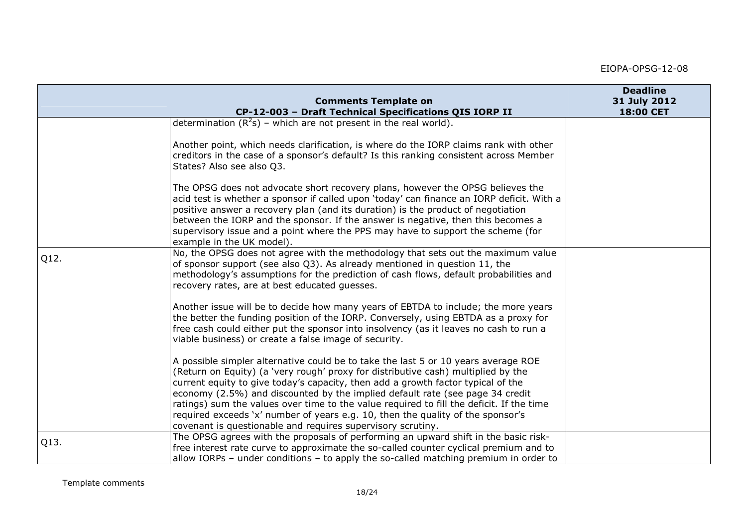| | Comments Template on CP-12-003 – Draft Technical Specifications QIS IORP II | Deadline 31 July 2012 18:00 CET |
|---|---|---|
| | determination ($R^2$s) – which are not present in the real world).<br><br>Another point, which needs clarification, is where do the IORP claims rank with other creditors in the case of a sponsor's default? Is this ranking consistent across Member States? Also see also Q3.<br><br>The OPSG does not advocate short recovery plans, however the OPSG believes the acid test is whether a sponsor if called upon 'today' can finance an IORP deficit. With a positive answer a recovery plan (and its duration) is the product of negotiation between the IORP and the sponsor. If the answer is negative, then this becomes a supervisory issue and a point where the PPS may have to support the scheme (for example in the UK model). | |
| Q12. | No, the OPSG does not agree with the methodology that sets out the maximum value of sponsor support (see also Q3). As already mentioned in question 11, the methodology's assumptions for the prediction of cash flows, default probabilities and recovery rates, are at best educated guesses.<br><br>Another issue will be to decide how many years of EBTDA to include; the more years the better the funding position of the IORP. Conversely, using EBTDA as a proxy for free cash could either put the sponsor into insolvency (as it leaves no cash to run a viable business) or create a false image of security.<br><br>A possible simpler alternative could be to take the last 5 or 10 years average ROE (Return on Equity) (a 'very rough' proxy for distributive cash) multiplied by the current equity to give today's capacity, then add a growth factor typical of the economy (2.5%) and discounted by the implied default rate (see page 34 credit ratings) sum the values over time to the value required to fill the deficit. If the time required exceeds 'x' number of years e.g. 10, then the quality of the sponsor's covenant is questionable and requires supervisory scrutiny. | |
| Q13. | The OPSG agrees with the proposals of performing an upward shift in the basic risk-free interest rate curve to approximate the so-called counter cyclical premium and to allow IORPs – under conditions – to apply the so-called matching premium in order to | |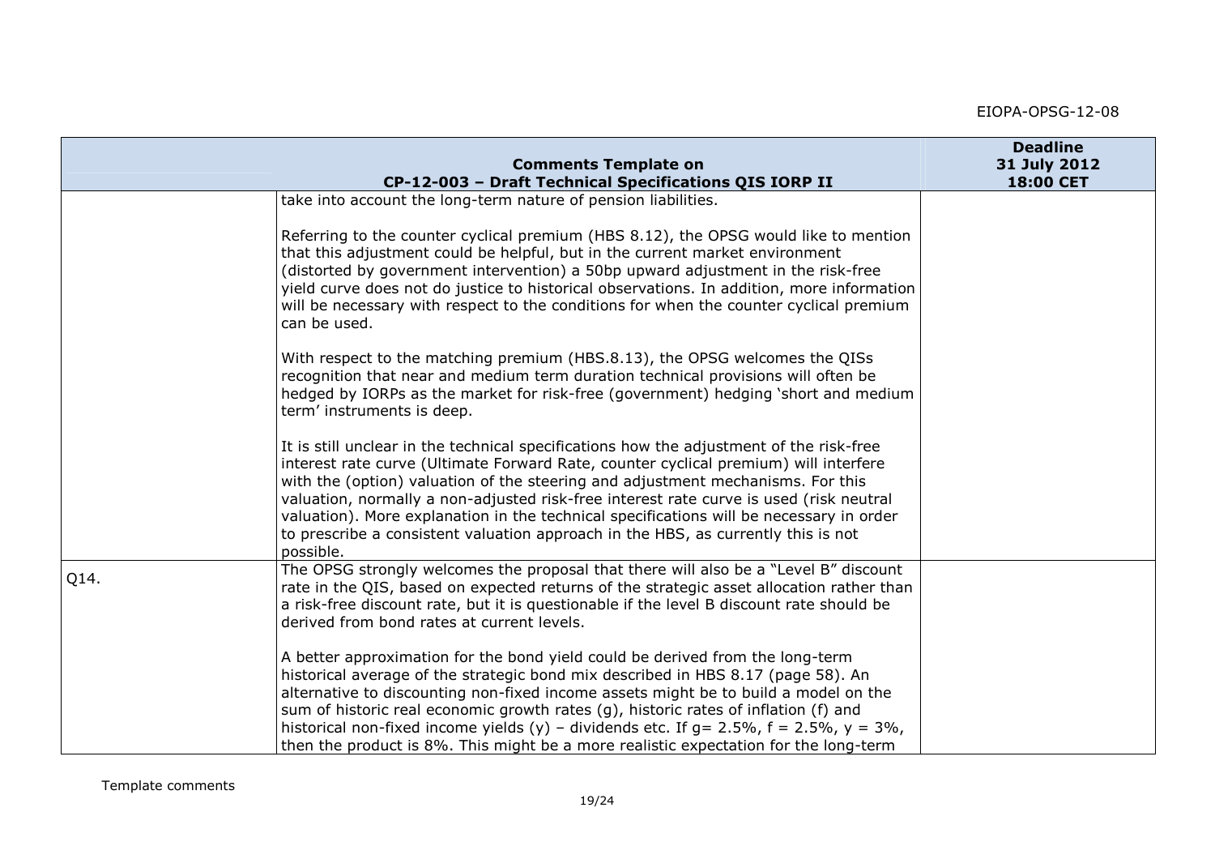| | Comments Template on CP-12-003 – Draft Technical Specifications QIS IORP II | Deadline 31 July 2012 18:00 CET |
|---|---|---|
| | take into account the long-term nature of pension liabilities.<br><br>Referring to the counter cyclical premium (HBS 8.12), the OPSG would like to mention that this adjustment could be helpful, but in the current market environment (distorted by government intervention) a 50bp upward adjustment in the risk-free yield curve does not do justice to historical observations. In addition, more information will be necessary with respect to the conditions for when the counter cyclical premium can be used.<br><br>With respect to the matching premium (HBS.8.13), the OPSG welcomes the QISs recognition that near and medium term duration technical provisions will often be hedged by IORPs as the market for risk-free (government) hedging 'short and medium term' instruments is deep.<br><br>It is still unclear in the technical specifications how the adjustment of the risk-free interest rate curve (Ultimate Forward Rate, counter cyclical premium) will interfere with the (option) valuation of the steering and adjustment mechanisms. For this valuation, normally a non-adjusted risk-free interest rate curve is used (risk neutral valuation). More explanation in the technical specifications will be necessary in order to prescribe a consistent valuation approach in the HBS, as currently this is not possible. | |
| Q14. | The OPSG strongly welcomes the proposal that there will also be a "Level B" discount rate in the QIS, based on expected returns of the strategic asset allocation rather than a risk-free discount rate, but it is questionable if the level B discount rate should be derived from bond rates at current levels.<br><br>A better approximation for the bond yield could be derived from the long-term historical average of the strategic bond mix described in HBS 8.17 (page 58). An alternative to discounting non-fixed income assets might be to build a model on the sum of historic real economic growth rates (g), historic rates of inflation (f) and historical non-fixed income yields (y) – dividends etc. If $g = 2.5\%$, $f = 2.5\%$, $y = 3\%$, then the product is 8%. This might be a more realistic expectation for the long-term | |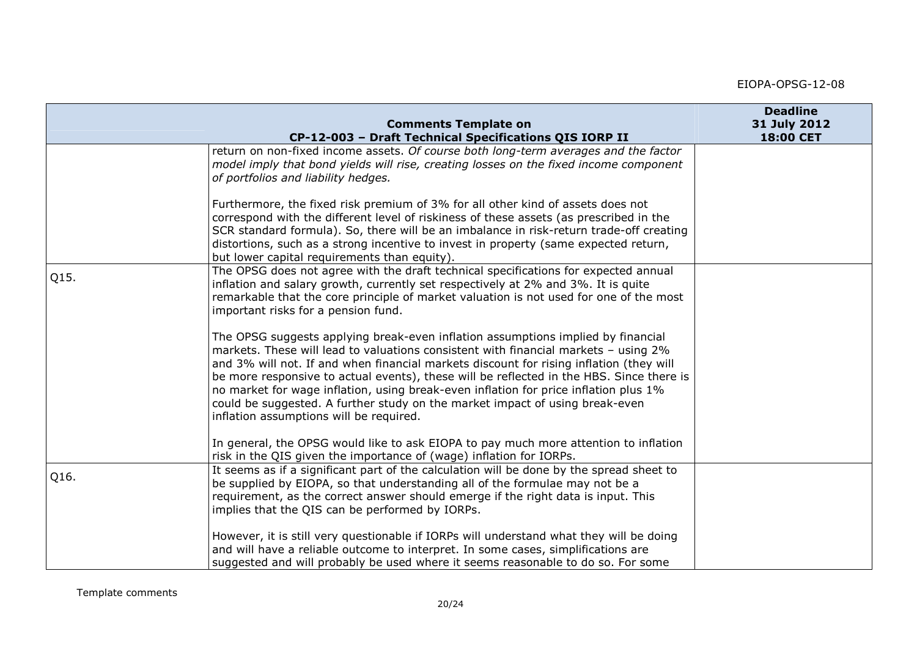| | Comments Template on CP-12-003 – Draft Technical Specifications QIS IORP II | Deadline 31 July 2012 18:00 CET |
|---|---|---|
| | return on non-fixed income assets. *Of course both long-term averages and the factor model imply that bond yields will rise, creating losses on the fixed income component of portfolios and liability hedges.*<br><br>Furthermore, the fixed risk premium of 3% for all other kind of assets does not correspond with the different level of riskiness of these assets (as prescribed in the SCR standard formula). So, there will be an imbalance in risk-return trade-off creating distortions, such as a strong incentive to invest in property (same expected return, but lower capital requirements than equity). | |
| Q15. | The OPSG does not agree with the draft technical specifications for expected annual inflation and salary growth, currently set respectively at 2% and 3%. It is quite remarkable that the core principle of market valuation is not used for one of the most important risks for a pension fund.<br><br>The OPSG suggests applying break-even inflation assumptions implied by financial markets. These will lead to valuations consistent with financial markets – using 2% and 3% will not. If and when financial markets discount for rising inflation (they will be more responsive to actual events), these will be reflected in the HBS. Since there is no market for wage inflation, using break-even inflation for price inflation plus 1% could be suggested. A further study on the market impact of using break-even inflation assumptions will be required.<br><br>In general, the OPSG would like to ask EIOPA to pay much more attention to inflation risk in the QIS given the importance of (wage) inflation for IORPs. | |
| Q16. | It seems as if a significant part of the calculation will be done by the spread sheet to be supplied by EIOPA, so that understanding all of the formulae may not be a requirement, as the correct answer should emerge if the right data is input. This implies that the QIS can be performed by IORPs.<br><br>However, it is still very questionable if IORPs will understand what they will be doing and will have a reliable outcome to interpret. In some cases, simplifications are suggested and will probably be used where it seems reasonable to do so. For some | |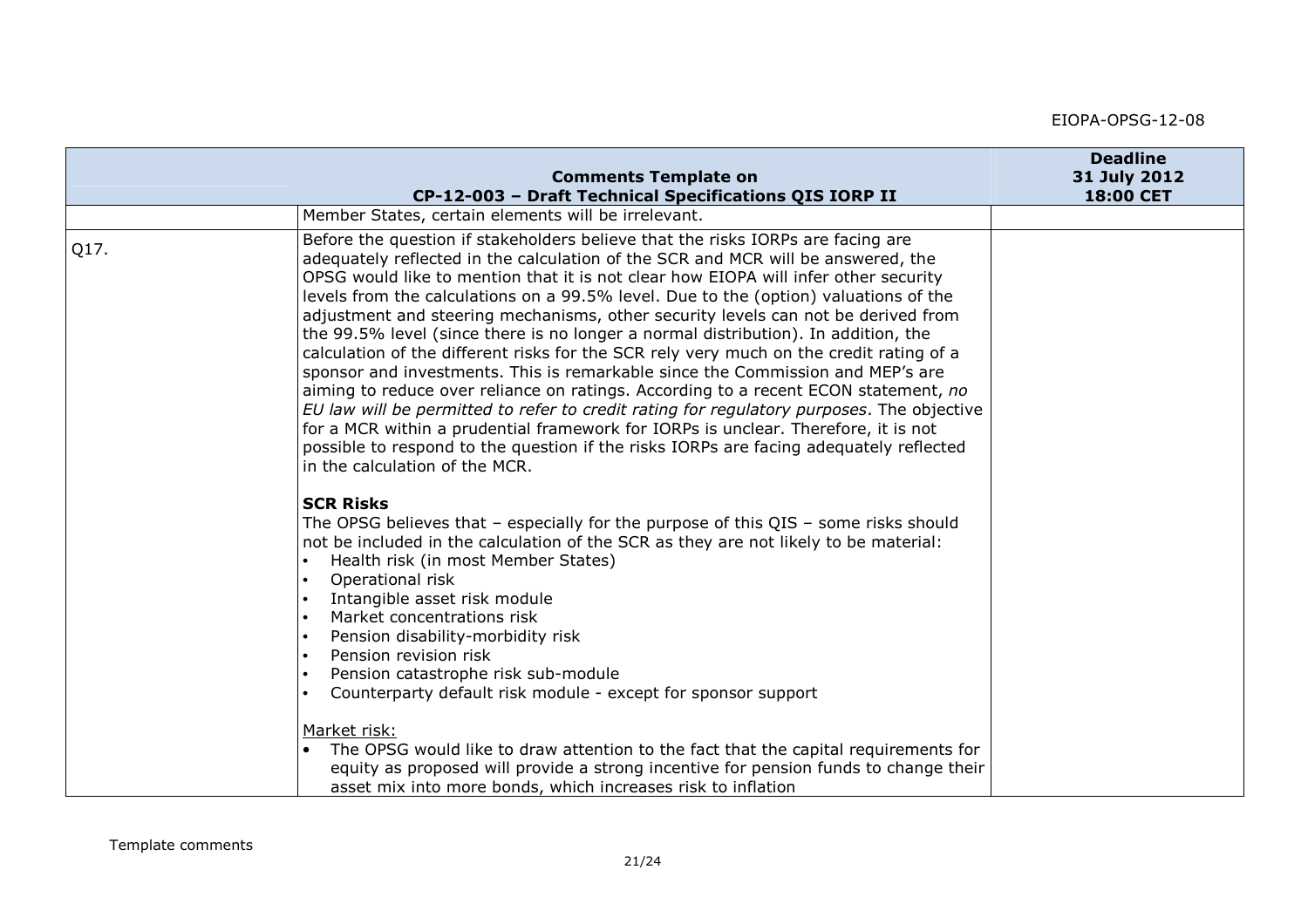| | Comments Template on CP-12-003 – Draft Technical Specifications QIS IORP II | Deadline 31 July 2012 18:00 CET |
|---|---|---|
| | Member States, certain elements will be irrelevant. | |
| Q17. | Before the question if stakeholders believe that the risks IORPs are facing are adequately reflected in the calculation of the SCR and MCR will be answered, the OPSG would like to mention that it is not clear how EIOPA will infer other security levels from the calculations on a 99.5% level. Due to the (option) valuations of the adjustment and steering mechanisms, other security levels can not be derived from the 99.5% level (since there is no longer a normal distribution). In addition, the calculation of the different risks for the SCR rely very much on the credit rating of a sponsor and investments. This is remarkable since the Commission and MEP's are aiming to reduce over reliance on ratings. According to a recent ECON statement, *no EU law will be permitted to refer to credit rating for regulatory purposes*. The objective for a MCR within a prudential framework for IORPs is unclear. Therefore, it is not possible to respond to the question if the risks IORPs are facing adequately reflected in the calculation of the MCR.<br><br>**SCR Risks**<br>The OPSG believes that – especially for the purpose of this QIS – some risks should not be included in the calculation of the SCR as they are not likely to be material:<br>• Health risk (in most Member States)<br>• Operational risk<br>• Intangible asset risk module<br>• Market concentrations risk<br>• Pension disability-morbidity risk<br>• Pension revision risk<br>• Pension catastrophe risk sub-module<br>• Counterparty default risk module - except for sponsor support<br><br>Market risk:<br>• The OPSG would like to draw attention to the fact that the capital requirements for equity as proposed will provide a strong incentive for pension funds to change their asset mix into more bonds, which increases risk to inflation | |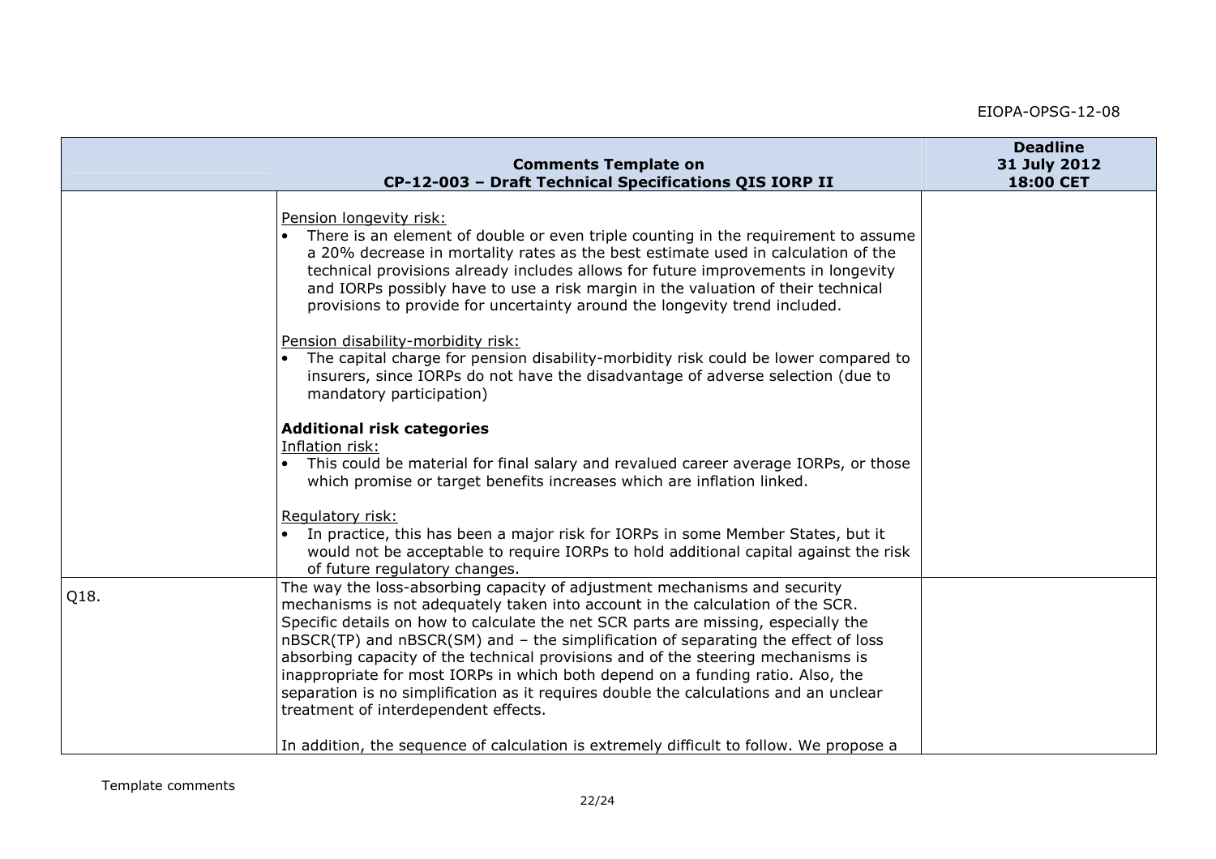| | Comments Template on CP-12-003 – Draft Technical Specifications QIS IORP II | Deadline 31 July 2012 18:00 CET |
|---|---|---|
| | Pension longevity risk:<br>• There is an element of double or even triple counting in the requirement to assume a 20% decrease in mortality rates as the best estimate used in calculation of the technical provisions already includes allows for future improvements in longevity and IORPs possibly have to use a risk margin in the valuation of their technical provisions to provide for uncertainty around the longevity trend included.<br><br>Pension disability-morbidity risk:<br>• The capital charge for pension disability-morbidity risk could be lower compared to insurers, since IORPs do not have the disadvantage of adverse selection (due to mandatory participation)<br><br>**Additional risk categories**<br>Inflation risk:<br>• This could be material for final salary and revalued career average IORPs, or those which promise or target benefits increases which are inflation linked.<br><br>Regulatory risk:<br>• In practice, this has been a major risk for IORPs in some Member States, but it would not be acceptable to require IORPs to hold additional capital against the risk of future regulatory changes. | |
| Q18. | The way the loss-absorbing capacity of adjustment mechanisms and security mechanisms is not adequately taken into account in the calculation of the SCR. Specific details on how to calculate the net SCR parts are missing, especially the nBSCR(TP) and nBSCR(SM) and – the simplification of separating the effect of loss absorbing capacity of the technical provisions and of the steering mechanisms is inappropriate for most IORPs in which both depend on a funding ratio. Also, the separation is no simplification as it requires double the calculations and an unclear treatment of interdependent effects.<br><br>In addition, the sequence of calculation is extremely difficult to follow. We propose a | |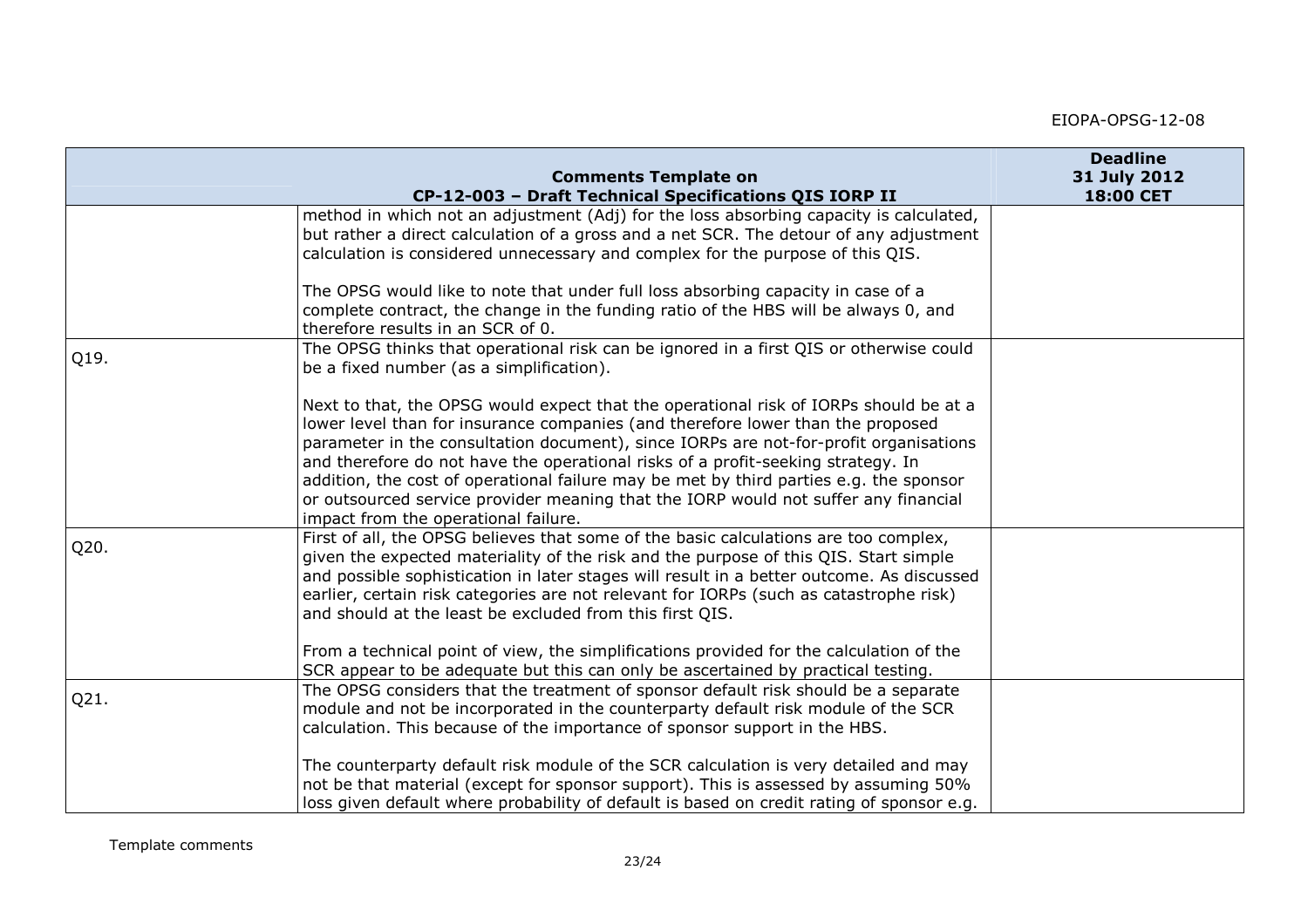| | Comments Template on CP-12-003 – Draft Technical Specifications QIS IORP II | Deadline 31 July 2012 18:00 CET |
|---|---|---|
| | method in which not an adjustment (Adj) for the loss absorbing capacity is calculated, but rather a direct calculation of a gross and a net SCR. The detour of any adjustment calculation is considered unnecessary and complex for the purpose of this QIS.<br><br>The OPSG would like to note that under full loss absorbing capacity in case of a complete contract, the change in the funding ratio of the HBS will be always 0, and therefore results in an SCR of 0. | |
| Q19. | The OPSG thinks that operational risk can be ignored in a first QIS or otherwise could be a fixed number (as a simplification).<br><br>Next to that, the OPSG would expect that the operational risk of IORPs should be at a lower level than for insurance companies (and therefore lower than the proposed parameter in the consultation document), since IORPs are not-for-profit organisations and therefore do not have the operational risks of a profit-seeking strategy. In addition, the cost of operational failure may be met by third parties e.g. the sponsor or outsourced service provider meaning that the IORP would not suffer any financial impact from the operational failure. | |
| Q20. | First of all, the OPSG believes that some of the basic calculations are too complex, given the expected materiality of the risk and the purpose of this QIS. Start simple and possible sophistication in later stages will result in a better outcome. As discussed earlier, certain risk categories are not relevant for IORPs (such as catastrophe risk) and should at the least be excluded from this first QIS.<br><br>From a technical point of view, the simplifications provided for the calculation of the SCR appear to be adequate but this can only be ascertained by practical testing. | |
| Q21. | The OPSG considers that the treatment of sponsor default risk should be a separate module and not be incorporated in the counterparty default risk module of the SCR calculation. This because of the importance of sponsor support in the HBS.<br><br>The counterparty default risk module of the SCR calculation is very detailed and may not be that material (except for sponsor support). This is assessed by assuming 50% loss given default where probability of default is based on credit rating of sponsor e.g. | |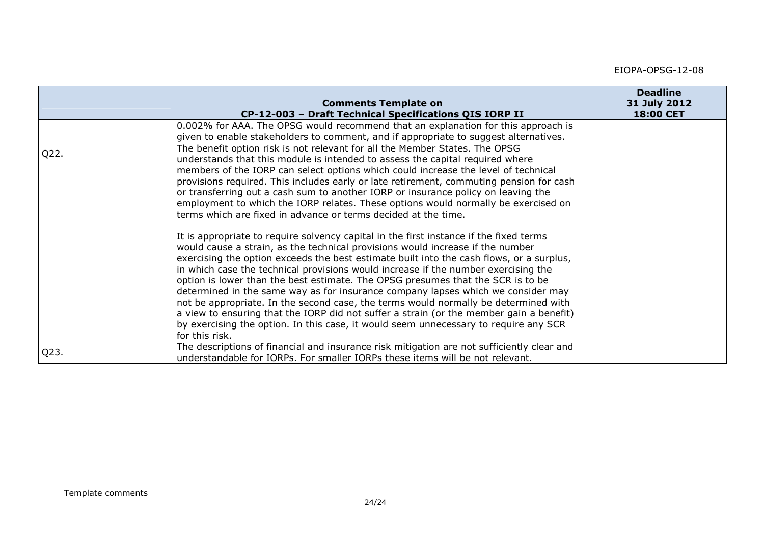| | Comments Template on CP-12-003 – Draft Technical Specifications QIS IORP II | Deadline 31 July 2012 18:00 CET |
|---|---|---|
| | 0.002% for AAA. The OPSG would recommend that an explanation for this approach is given to enable stakeholders to comment, and if appropriate to suggest alternatives. | |
| Q22. | The benefit option risk is not relevant for all the Member States. The OPSG understands that this module is intended to assess the capital required where members of the IORP can select options which could increase the level of technical provisions required. This includes early or late retirement, commuting pension for cash or transferring out a cash sum to another IORP or insurance policy on leaving the employment to which the IORP relates. These options would normally be exercised on terms which are fixed in advance or terms decided at the time.<br><br>It is appropriate to require solvency capital in the first instance if the fixed terms would cause a strain, as the technical provisions would increase if the number exercising the option exceeds the best estimate built into the cash flows, or a surplus, in which case the technical provisions would increase if the number exercising the option is lower than the best estimate. The OPSG presumes that the SCR is to be determined in the same way as for insurance company lapses which we consider may not be appropriate. In the second case, the terms would normally be determined with a view to ensuring that the IORP did not suffer a strain (or the member gain a benefit) by exercising the option. In this case, it would seem unnecessary to require any SCR for this risk. | |
| Q23. | The descriptions of financial and insurance risk mitigation are not sufficiently clear and understandable for IORPs. For smaller IORPs these items will be not relevant. | |